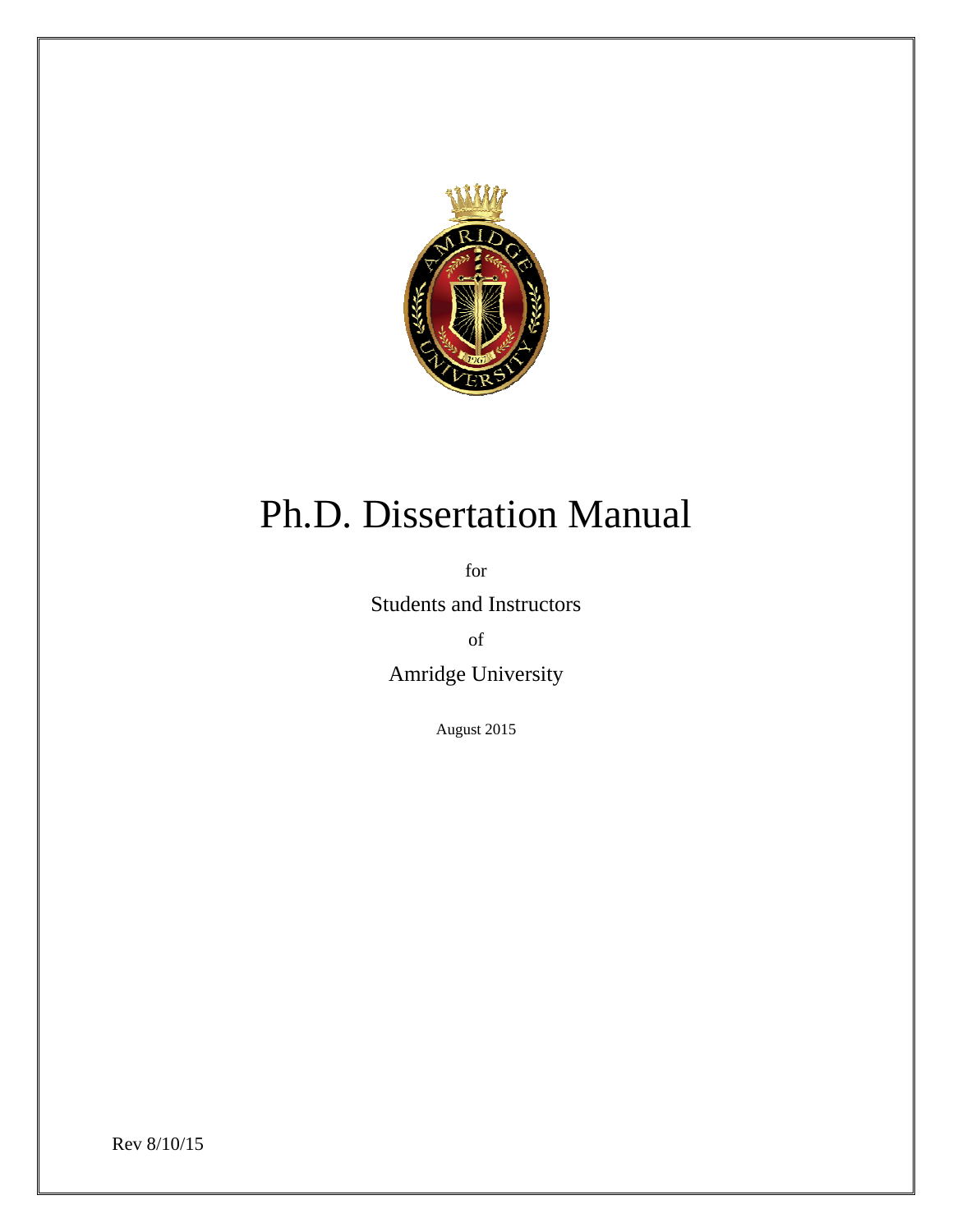# Ph.D. Dissertation Manual

for

Students and Instructors

of

Amridge University

August 2015

Rev 8/10/15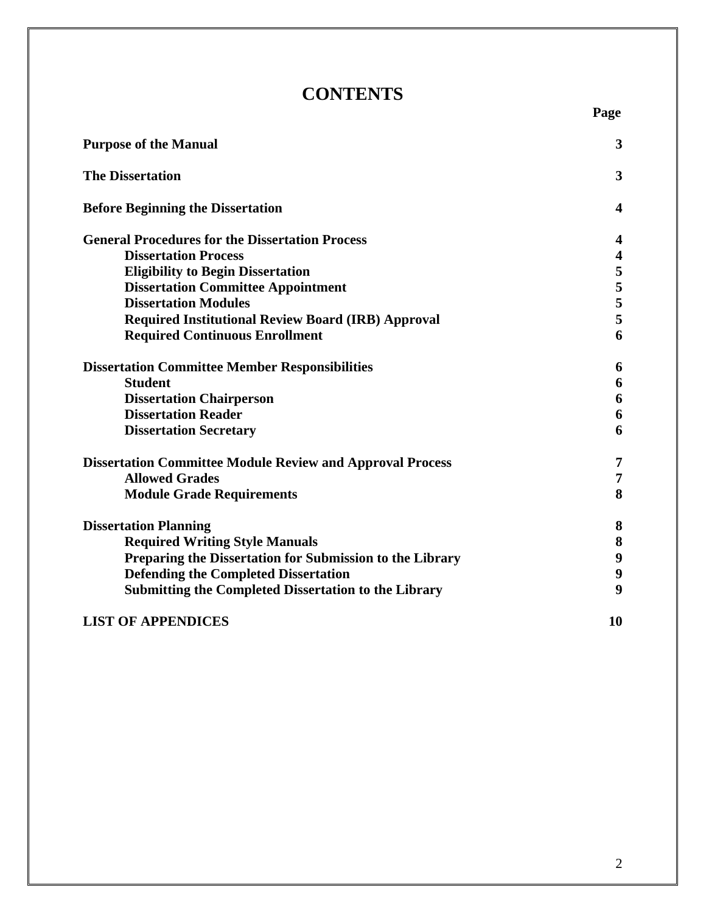# CONTENTS

| | Page |
|---|---|
| **Purpose of the Manual** | **3** |
| **The Dissertation** | **3** |
| **Before Beginning the Dissertation** | **4** |
| **General Procedures for the Dissertation Process** | **4** |
| &nbsp;&nbsp;&nbsp;&nbsp;**Dissertation Process** | **4** |
| &nbsp;&nbsp;&nbsp;&nbsp;**Eligibility to Begin Dissertation** | **5** |
| &nbsp;&nbsp;&nbsp;&nbsp;**Dissertation Committee Appointment** | **5** |
| &nbsp;&nbsp;&nbsp;&nbsp;**Dissertation Modules** | **5** |
| &nbsp;&nbsp;&nbsp;&nbsp;**Required Institutional Review Board (IRB) Approval** | **5** |
| &nbsp;&nbsp;&nbsp;&nbsp;**Required Continuous Enrollment** | **6** |
| **Dissertation Committee Member Responsibilities** | **6** |
| &nbsp;&nbsp;&nbsp;&nbsp;**Student** | **6** |
| &nbsp;&nbsp;&nbsp;&nbsp;**Dissertation Chairperson** | **6** |
| &nbsp;&nbsp;&nbsp;&nbsp;**Dissertation Reader** | **6** |
| &nbsp;&nbsp;&nbsp;&nbsp;**Dissertation Secretary** | **6** |
| **Dissertation Committee Module Review and Approval Process** | **7** |
| &nbsp;&nbsp;&nbsp;&nbsp;**Allowed Grades** | **7** |
| &nbsp;&nbsp;&nbsp;&nbsp;**Module Grade Requirements** | **8** |
| **Dissertation Planning** | **8** |
| &nbsp;&nbsp;&nbsp;&nbsp;**Required Writing Style Manuals** | **8** |
| &nbsp;&nbsp;&nbsp;&nbsp;**Preparing the Dissertation for Submission to the Library** | **9** |
| &nbsp;&nbsp;&nbsp;&nbsp;**Defending the Completed Dissertation** | **9** |
| &nbsp;&nbsp;&nbsp;&nbsp;**Submitting the Completed Dissertation to the Library** | **9** |
| **LIST OF APPENDICES** | **10** |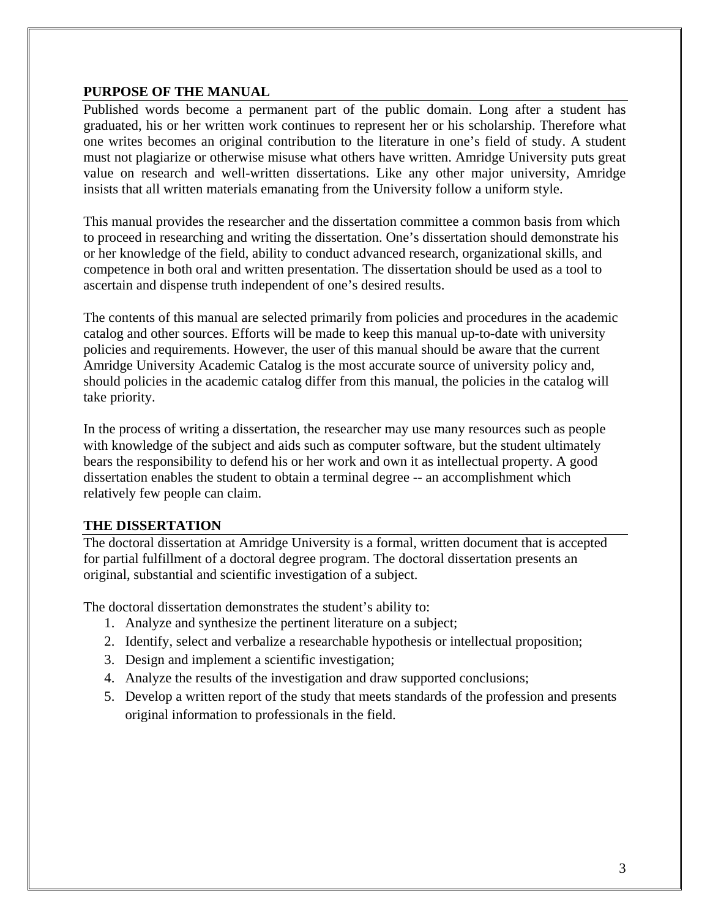## PURPOSE OF THE MANUAL

Published words become a permanent part of the public domain. Long after a student has graduated, his or her written work continues to represent her or his scholarship. Therefore what one writes becomes an original contribution to the literature in one's field of study. A student must not plagiarize or otherwise misuse what others have written. Amridge University puts great value on research and well-written dissertations. Like any other major university, Amridge insists that all written materials emanating from the University follow a uniform style.

This manual provides the researcher and the dissertation committee a common basis from which to proceed in researching and writing the dissertation. One's dissertation should demonstrate his or her knowledge of the field, ability to conduct advanced research, organizational skills, and competence in both oral and written presentation. The dissertation should be used as a tool to ascertain and dispense truth independent of one's desired results.

The contents of this manual are selected primarily from policies and procedures in the academic catalog and other sources. Efforts will be made to keep this manual up-to-date with university policies and requirements. However, the user of this manual should be aware that the current Amridge University Academic Catalog is the most accurate source of university policy and, should policies in the academic catalog differ from this manual, the policies in the catalog will take priority.

In the process of writing a dissertation, the researcher may use many resources such as people with knowledge of the subject and aids such as computer software, but the student ultimately bears the responsibility to defend his or her work and own it as intellectual property. A good dissertation enables the student to obtain a terminal degree -- an accomplishment which relatively few people can claim.

## THE DISSERTATION

The doctoral dissertation at Amridge University is a formal, written document that is accepted for partial fulfillment of a doctoral degree program. The doctoral dissertation presents an original, substantial and scientific investigation of a subject.

The doctoral dissertation demonstrates the student's ability to:

1. Analyze and synthesize the pertinent literature on a subject;
2. Identify, select and verbalize a researchable hypothesis or intellectual proposition;
3. Design and implement a scientific investigation;
4. Analyze the results of the investigation and draw supported conclusions;
5. Develop a written report of the study that meets standards of the profession and presents original information to professionals in the field.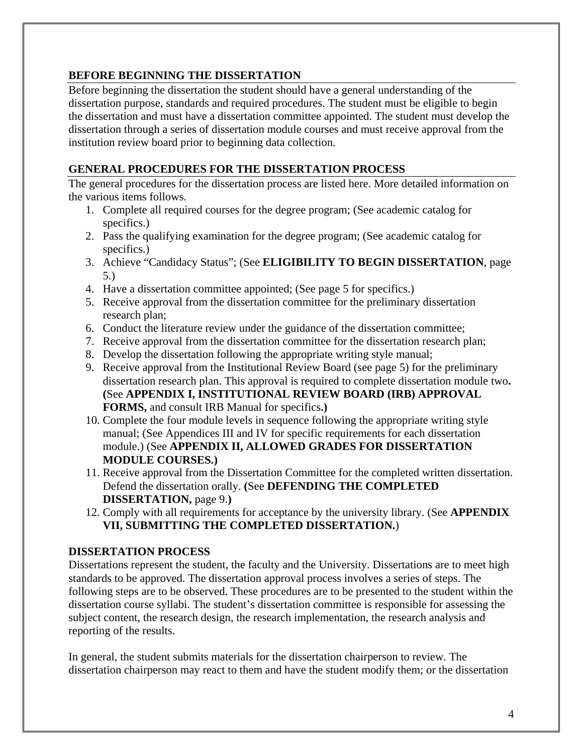## BEFORE BEGINNING THE DISSERTATION

Before beginning the dissertation the student should have a general understanding of the dissertation purpose, standards and required procedures. The student must be eligible to begin the dissertation and must have a dissertation committee appointed. The student must develop the dissertation through a series of dissertation module courses and must receive approval from the institution review board prior to beginning data collection.

## GENERAL PROCEDURES FOR THE DISSERTATION PROCESS

The general procedures for the dissertation process are listed here. More detailed information on the various items follows.

1. Complete all required courses for the degree program; (See academic catalog for specifics.)
2. Pass the qualifying examination for the degree program; (See academic catalog for specifics.)
3. Achieve "Candidacy Status"; (See **ELIGIBILITY TO BEGIN DISSERTATION**, page 5.)
4. Have a dissertation committee appointed; (See page 5 for specifics.)
5. Receive approval from the dissertation committee for the preliminary dissertation research plan;
6. Conduct the literature review under the guidance of the dissertation committee;
7. Receive approval from the dissertation committee for the dissertation research plan;
8. Develop the dissertation following the appropriate writing style manual;
9. Receive approval from the Institutional Review Board (see page 5) for the preliminary dissertation research plan. This approval is required to complete dissertation module two**. (**See **APPENDIX I, INSTITUTIONAL REVIEW BOARD (IRB) APPROVAL FORMS,** and consult IRB Manual for specifics**.)**
10. Complete the four module levels in sequence following the appropriate writing style manual; (See Appendices III and IV for specific requirements for each dissertation module.) (See **APPENDIX II, ALLOWED GRADES FOR DISSERTATION MODULE COURSES.)**
11. Receive approval from the Dissertation Committee for the completed written dissertation. Defend the dissertation orally. **(**See **DEFENDING THE COMPLETED DISSERTATION,** page 9.**)**
12. Comply with all requirements for acceptance by the university library. (See **APPENDIX VII, SUBMITTING THE COMPLETED DISSERTATION.**)

## DISSERTATION PROCESS

Dissertations represent the student, the faculty and the University. Dissertations are to meet high standards to be approved. The dissertation approval process involves a series of steps. The following steps are to be observed. These procedures are to be presented to the student within the dissertation course syllabi. The student's dissertation committee is responsible for assessing the subject content, the research design, the research implementation, the research analysis and reporting of the results.

In general, the student submits materials for the dissertation chairperson to review. The dissertation chairperson may react to them and have the student modify them; or the dissertation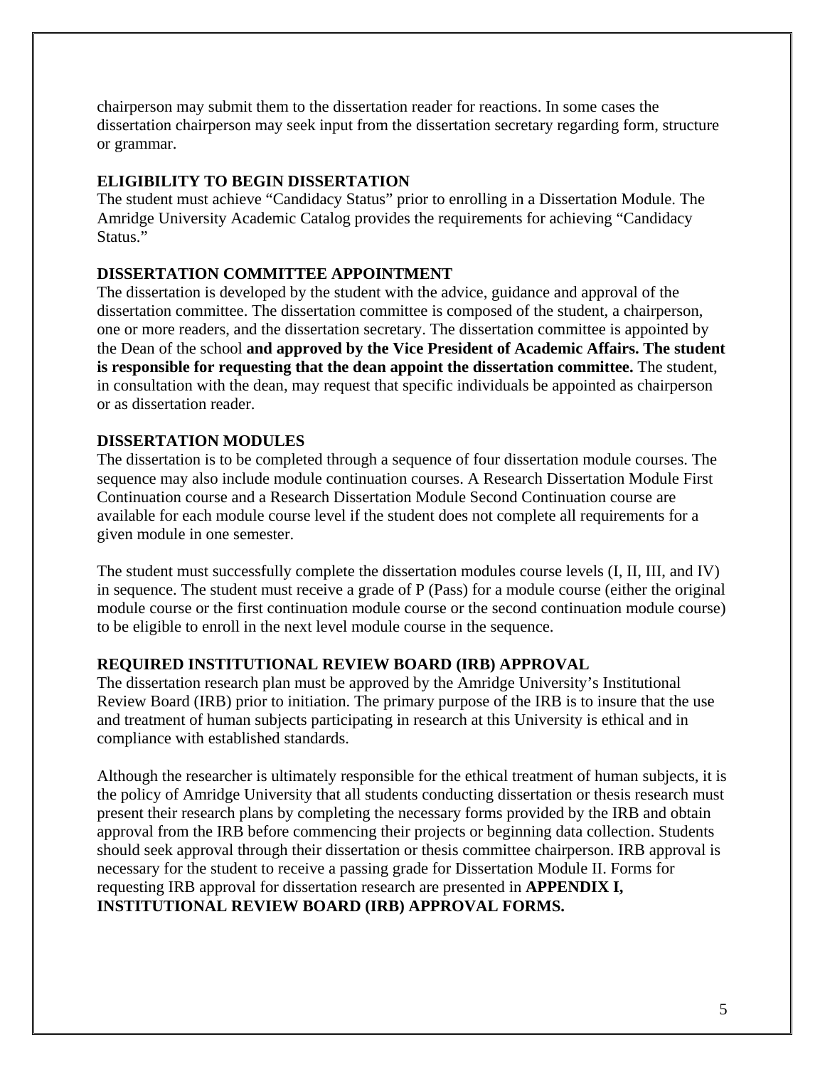chairperson may submit them to the dissertation reader for reactions. In some cases the dissertation chairperson may seek input from the dissertation secretary regarding form, structure or grammar.

## ELIGIBILITY TO BEGIN DISSERTATION

The student must achieve "Candidacy Status" prior to enrolling in a Dissertation Module. The Amridge University Academic Catalog provides the requirements for achieving "Candidacy Status."

## DISSERTATION COMMITTEE APPOINTMENT

The dissertation is developed by the student with the advice, guidance and approval of the dissertation committee. The dissertation committee is composed of the student, a chairperson, one or more readers, and the dissertation secretary. The dissertation committee is appointed by the Dean of the school **and approved by the Vice President of Academic Affairs. The student is responsible for requesting that the dean appoint the dissertation committee.** The student, in consultation with the dean, may request that specific individuals be appointed as chairperson or as dissertation reader.

## DISSERTATION MODULES

The dissertation is to be completed through a sequence of four dissertation module courses. The sequence may also include module continuation courses. A Research Dissertation Module First Continuation course and a Research Dissertation Module Second Continuation course are available for each module course level if the student does not complete all requirements for a given module in one semester.

The student must successfully complete the dissertation modules course levels (I, II, III, and IV) in sequence. The student must receive a grade of P (Pass) for a module course (either the original module course or the first continuation module course or the second continuation module course) to be eligible to enroll in the next level module course in the sequence.

## REQUIRED INSTITUTIONAL REVIEW BOARD (IRB) APPROVAL

The dissertation research plan must be approved by the Amridge University's Institutional Review Board (IRB) prior to initiation. The primary purpose of the IRB is to insure that the use and treatment of human subjects participating in research at this University is ethical and in compliance with established standards.

Although the researcher is ultimately responsible for the ethical treatment of human subjects, it is the policy of Amridge University that all students conducting dissertation or thesis research must present their research plans by completing the necessary forms provided by the IRB and obtain approval from the IRB before commencing their projects or beginning data collection. Students should seek approval through their dissertation or thesis committee chairperson. IRB approval is necessary for the student to receive a passing grade for Dissertation Module II. Forms for requesting IRB approval for dissertation research are presented in **APPENDIX I, INSTITUTIONAL REVIEW BOARD (IRB) APPROVAL FORMS.**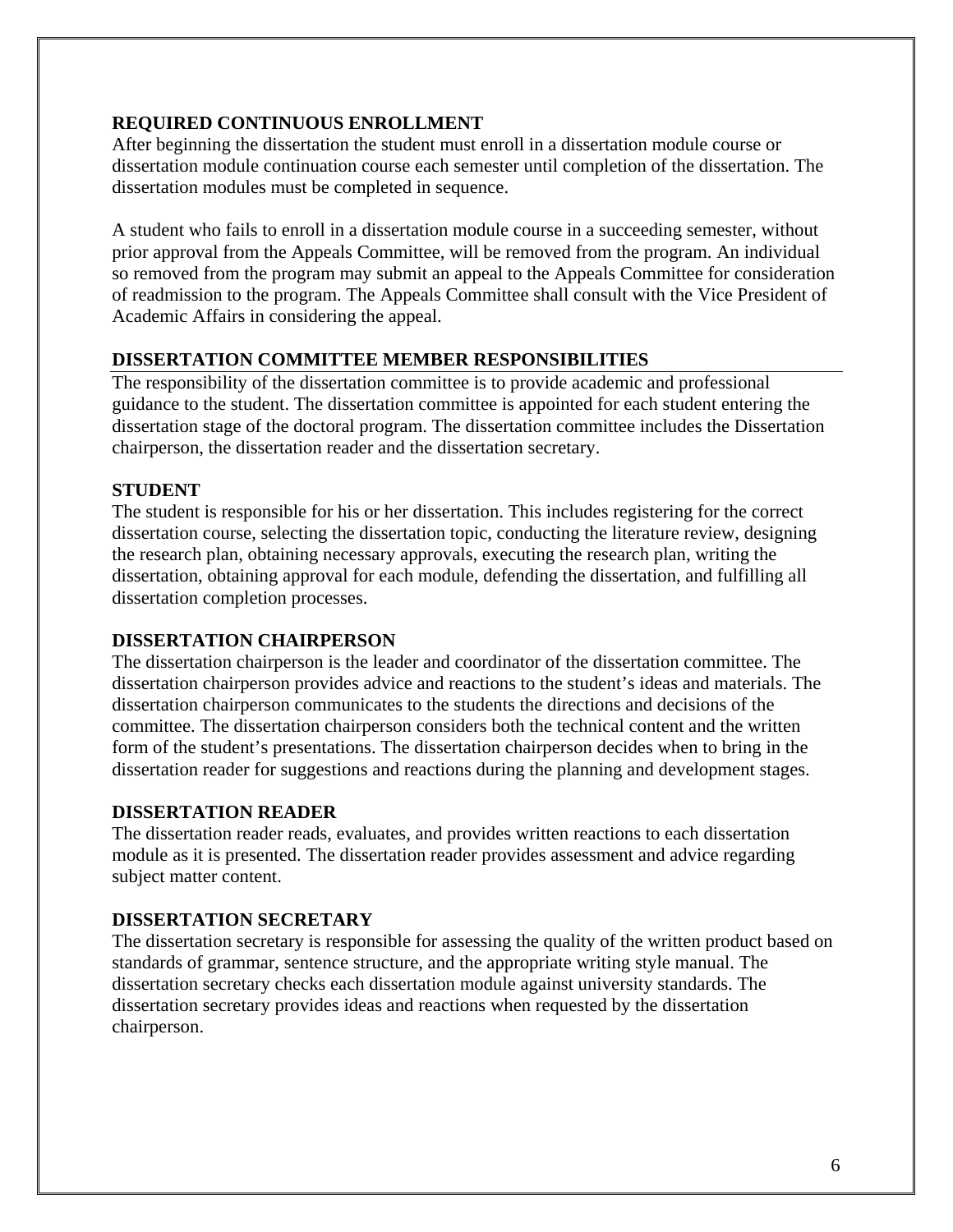## REQUIRED CONTINUOUS ENROLLMENT

After beginning the dissertation the student must enroll in a dissertation module course or dissertation module continuation course each semester until completion of the dissertation. The dissertation modules must be completed in sequence.

A student who fails to enroll in a dissertation module course in a succeeding semester, without prior approval from the Appeals Committee, will be removed from the program. An individual so removed from the program may submit an appeal to the Appeals Committee for consideration of readmission to the program. The Appeals Committee shall consult with the Vice President of Academic Affairs in considering the appeal.

## DISSERTATION COMMITTEE MEMBER RESPONSIBILITIES

The responsibility of the dissertation committee is to provide academic and professional guidance to the student. The dissertation committee is appointed for each student entering the dissertation stage of the doctoral program. The dissertation committee includes the Dissertation chairperson, the dissertation reader and the dissertation secretary.

### STUDENT

The student is responsible for his or her dissertation. This includes registering for the correct dissertation course, selecting the dissertation topic, conducting the literature review, designing the research plan, obtaining necessary approvals, executing the research plan, writing the dissertation, obtaining approval for each module, defending the dissertation, and fulfilling all dissertation completion processes.

### DISSERTATION CHAIRPERSON

The dissertation chairperson is the leader and coordinator of the dissertation committee. The dissertation chairperson provides advice and reactions to the student's ideas and materials. The dissertation chairperson communicates to the students the directions and decisions of the committee. The dissertation chairperson considers both the technical content and the written form of the student's presentations. The dissertation chairperson decides when to bring in the dissertation reader for suggestions and reactions during the planning and development stages.

### DISSERTATION READER

The dissertation reader reads, evaluates, and provides written reactions to each dissertation module as it is presented. The dissertation reader provides assessment and advice regarding subject matter content.

### DISSERTATION SECRETARY

The dissertation secretary is responsible for assessing the quality of the written product based on standards of grammar, sentence structure, and the appropriate writing style manual. The dissertation secretary checks each dissertation module against university standards. The dissertation secretary provides ideas and reactions when requested by the dissertation chairperson.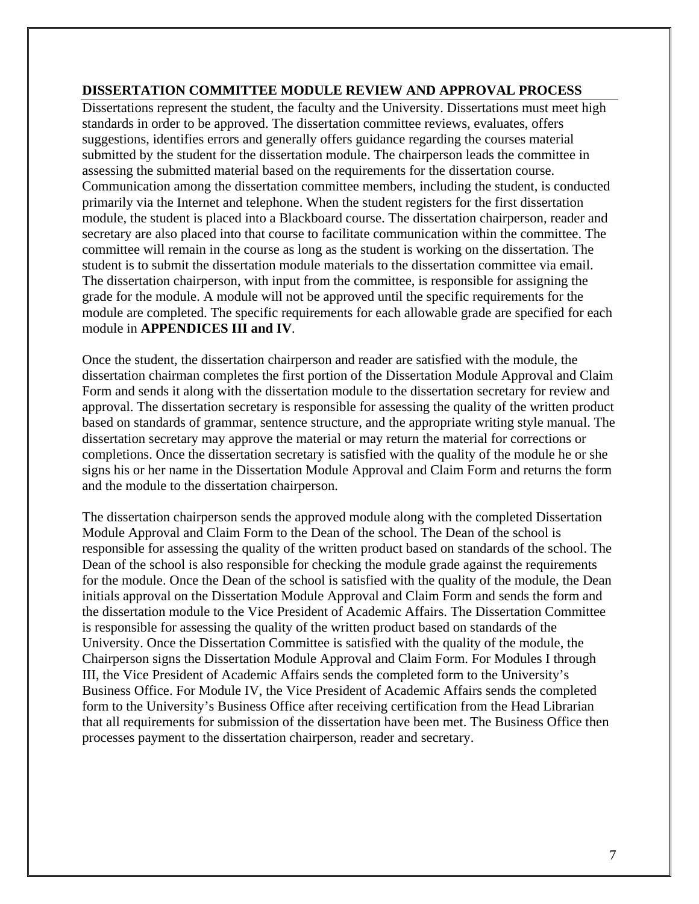## DISSERTATION COMMITTEE MODULE REVIEW AND APPROVAL PROCESS

Dissertations represent the student, the faculty and the University. Dissertations must meet high standards in order to be approved. The dissertation committee reviews, evaluates, offers suggestions, identifies errors and generally offers guidance regarding the courses material submitted by the student for the dissertation module. The chairperson leads the committee in assessing the submitted material based on the requirements for the dissertation course. Communication among the dissertation committee members, including the student, is conducted primarily via the Internet and telephone. When the student registers for the first dissertation module, the student is placed into a Blackboard course. The dissertation chairperson, reader and secretary are also placed into that course to facilitate communication within the committee. The committee will remain in the course as long as the student is working on the dissertation. The student is to submit the dissertation module materials to the dissertation committee via email. The dissertation chairperson, with input from the committee, is responsible for assigning the grade for the module. A module will not be approved until the specific requirements for the module are completed. The specific requirements for each allowable grade are specified for each module in **APPENDICES III and IV**.

Once the student, the dissertation chairperson and reader are satisfied with the module, the dissertation chairman completes the first portion of the Dissertation Module Approval and Claim Form and sends it along with the dissertation module to the dissertation secretary for review and approval. The dissertation secretary is responsible for assessing the quality of the written product based on standards of grammar, sentence structure, and the appropriate writing style manual. The dissertation secretary may approve the material or may return the material for corrections or completions. Once the dissertation secretary is satisfied with the quality of the module he or she signs his or her name in the Dissertation Module Approval and Claim Form and returns the form and the module to the dissertation chairperson.

The dissertation chairperson sends the approved module along with the completed Dissertation Module Approval and Claim Form to the Dean of the school. The Dean of the school is responsible for assessing the quality of the written product based on standards of the school. The Dean of the school is also responsible for checking the module grade against the requirements for the module. Once the Dean of the school is satisfied with the quality of the module, the Dean initials approval on the Dissertation Module Approval and Claim Form and sends the form and the dissertation module to the Vice President of Academic Affairs. The Dissertation Committee is responsible for assessing the quality of the written product based on standards of the University. Once the Dissertation Committee is satisfied with the quality of the module, the Chairperson signs the Dissertation Module Approval and Claim Form. For Modules I through III, the Vice President of Academic Affairs sends the completed form to the University's Business Office. For Module IV, the Vice President of Academic Affairs sends the completed form to the University's Business Office after receiving certification from the Head Librarian that all requirements for submission of the dissertation have been met. The Business Office then processes payment to the dissertation chairperson, reader and secretary.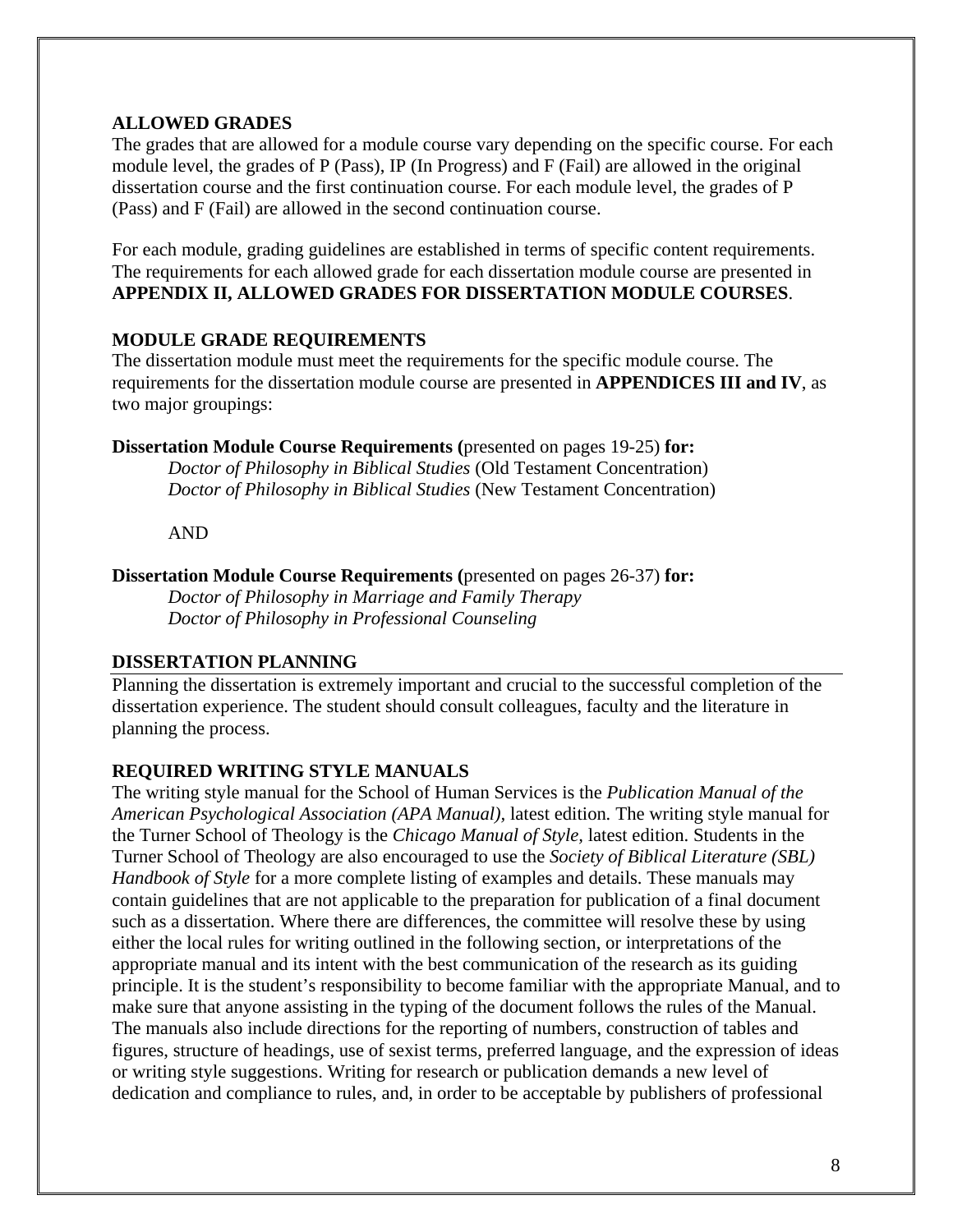## ALLOWED GRADES

The grades that are allowed for a module course vary depending on the specific course. For each module level, the grades of P (Pass), IP (In Progress) and F (Fail) are allowed in the original dissertation course and the first continuation course. For each module level, the grades of P (Pass) and F (Fail) are allowed in the second continuation course.

For each module, grading guidelines are established in terms of specific content requirements. The requirements for each allowed grade for each dissertation module course are presented in **APPENDIX II, ALLOWED GRADES FOR DISSERTATION MODULE COURSES**.

## MODULE GRADE REQUIREMENTS

The dissertation module must meet the requirements for the specific module course. The requirements for the dissertation module course are presented in **APPENDICES III and IV**, as two major groupings:

**Dissertation Module Course Requirements (**presented on pages 19-25) **for:**

*Doctor of Philosophy in Biblical Studies* (Old Testament Concentration)
*Doctor of Philosophy in Biblical Studies* (New Testament Concentration)

AND

**Dissertation Module Course Requirements (**presented on pages 26-37) **for:**

*Doctor of Philosophy in Marriage and Family Therapy*
*Doctor of Philosophy in Professional Counseling*

## DISSERTATION PLANNING

Planning the dissertation is extremely important and crucial to the successful completion of the dissertation experience. The student should consult colleagues, faculty and the literature in planning the process.

## REQUIRED WRITING STYLE MANUALS

The writing style manual for the School of Human Services is the *Publication Manual of the American Psychological Association (APA Manual),* latest edition. The writing style manual for the Turner School of Theology is the *Chicago Manual of Style,* latest edition. Students in the Turner School of Theology are also encouraged to use the *Society of Biblical Literature (SBL) Handbook of Style* for a more complete listing of examples and details. These manuals may contain guidelines that are not applicable to the preparation for publication of a final document such as a dissertation. Where there are differences, the committee will resolve these by using either the local rules for writing outlined in the following section, or interpretations of the appropriate manual and its intent with the best communication of the research as its guiding principle. It is the student's responsibility to become familiar with the appropriate Manual, and to make sure that anyone assisting in the typing of the document follows the rules of the Manual. The manuals also include directions for the reporting of numbers, construction of tables and figures, structure of headings, use of sexist terms, preferred language, and the expression of ideas or writing style suggestions. Writing for research or publication demands a new level of dedication and compliance to rules, and, in order to be acceptable by publishers of professional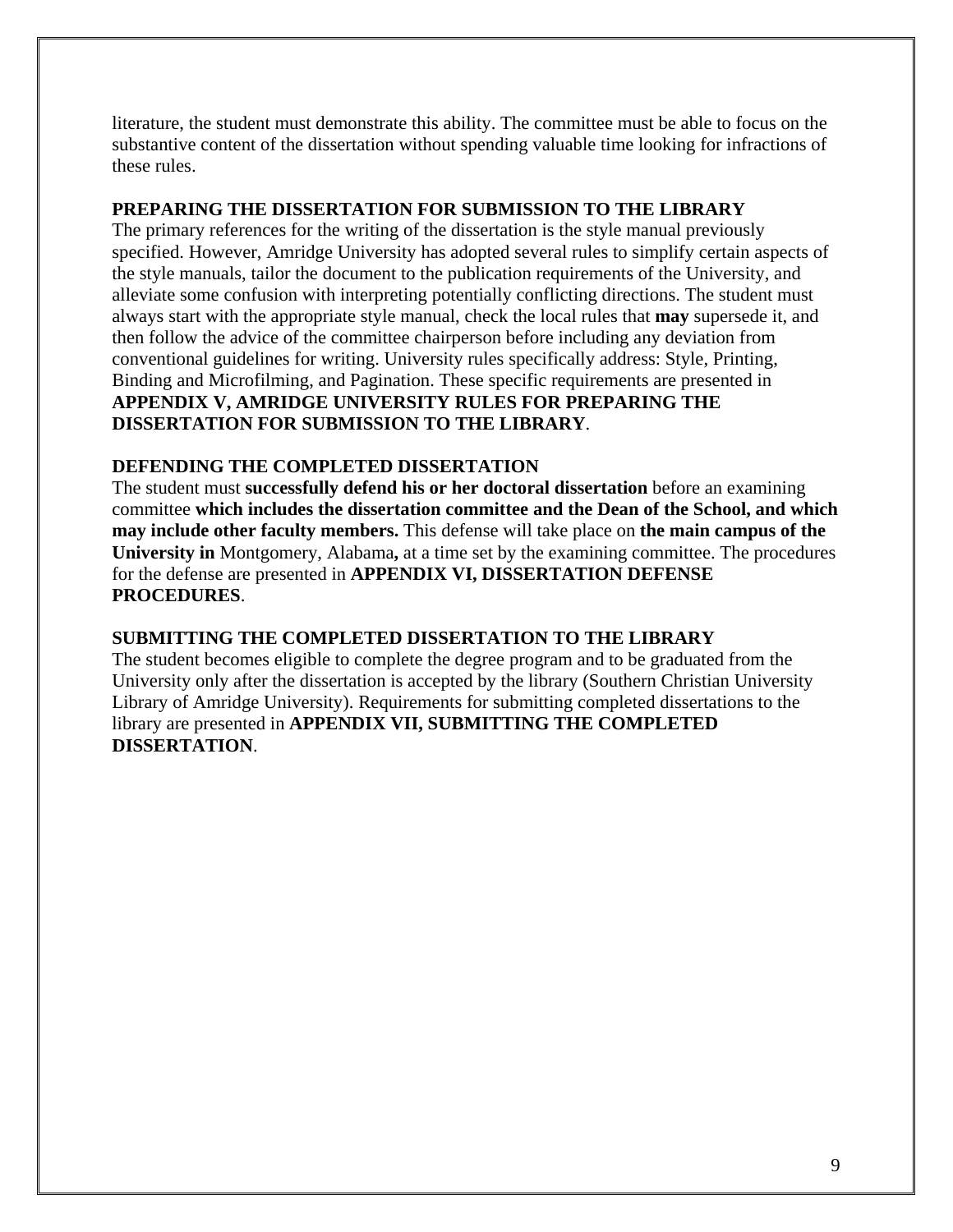literature, the student must demonstrate this ability. The committee must be able to focus on the substantive content of the dissertation without spending valuable time looking for infractions of these rules.

**PREPARING THE DISSERTATION FOR SUBMISSION TO THE LIBRARY**

The primary references for the writing of the dissertation is the style manual previously specified. However, Amridge University has adopted several rules to simplify certain aspects of the style manuals, tailor the document to the publication requirements of the University, and alleviate some confusion with interpreting potentially conflicting directions. The student must always start with the appropriate style manual, check the local rules that **may** supersede it, and then follow the advice of the committee chairperson before including any deviation from conventional guidelines for writing. University rules specifically address: Style, Printing, Binding and Microfilming, and Pagination. These specific requirements are presented in **APPENDIX V, AMRIDGE UNIVERSITY RULES FOR PREPARING THE DISSERTATION FOR SUBMISSION TO THE LIBRARY**.

**DEFENDING THE COMPLETED DISSERTATION**

The student must **successfully defend his or her doctoral dissertation** before an examining committee **which includes the dissertation committee and the Dean of the School, and which may include other faculty members.** This defense will take place on **the main campus of the University in** Montgomery, Alabama**,** at a time set by the examining committee. The procedures for the defense are presented in **APPENDIX VI, DISSERTATION DEFENSE PROCEDURES**.

**SUBMITTING THE COMPLETED DISSERTATION TO THE LIBRARY**

The student becomes eligible to complete the degree program and to be graduated from the University only after the dissertation is accepted by the library (Southern Christian University Library of Amridge University). Requirements for submitting completed dissertations to the library are presented in **APPENDIX VII, SUBMITTING THE COMPLETED DISSERTATION**.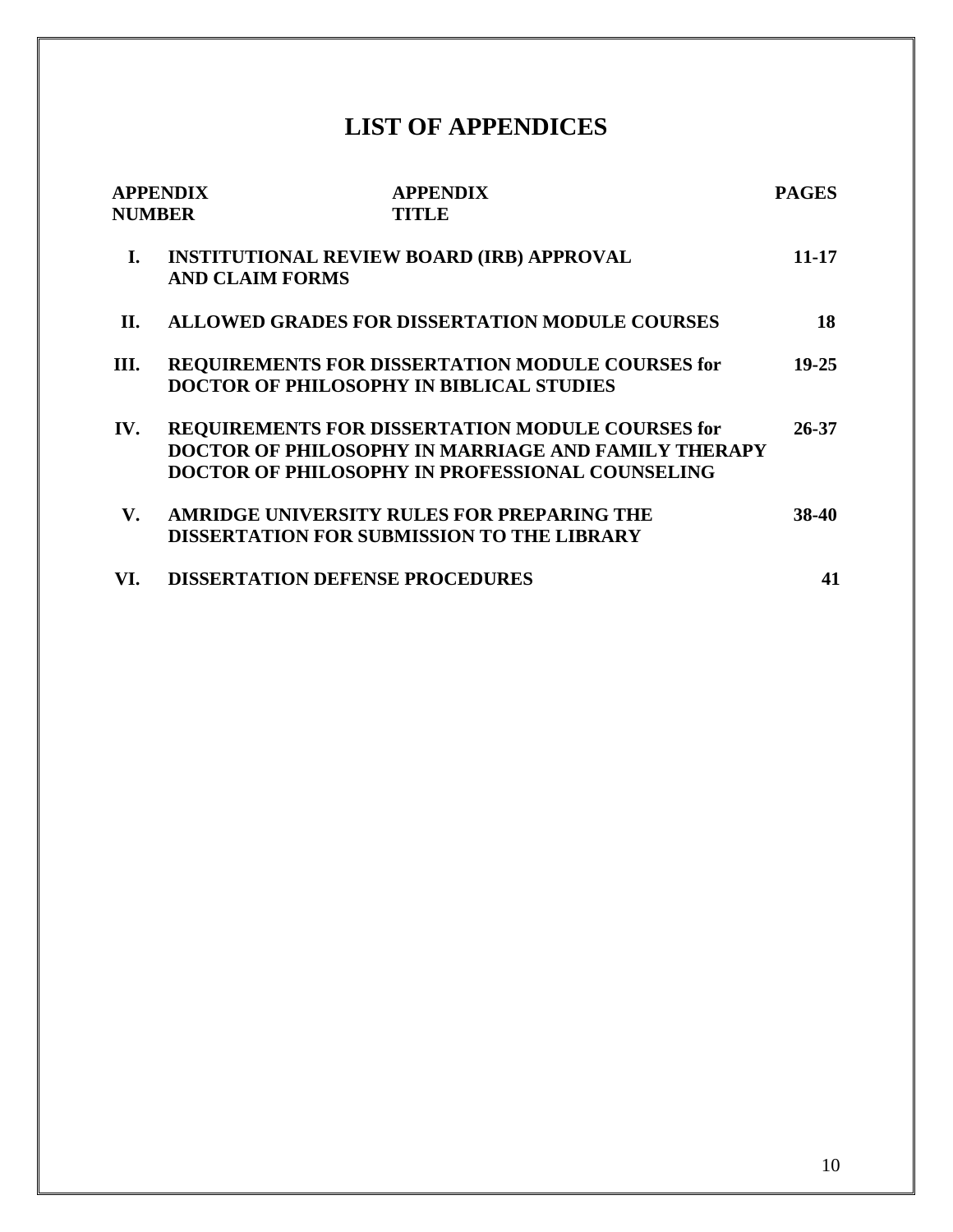# LIST OF APPENDICES

| APPENDIX NUMBER | APPENDIX TITLE | PAGES |
| --- | --- | --- |
| I. | INSTITUTIONAL REVIEW BOARD (IRB) APPROVAL AND CLAIM FORMS | 11-17 |
| II. | ALLOWED GRADES FOR DISSERTATION MODULE COURSES | 18 |
| III. | REQUIREMENTS FOR DISSERTATION MODULE COURSES for DOCTOR OF PHILOSOPHY IN BIBLICAL STUDIES | 19-25 |
| IV. | REQUIREMENTS FOR DISSERTATION MODULE COURSES for DOCTOR OF PHILOSOPHY IN MARRIAGE AND FAMILY THERAPY DOCTOR OF PHILOSOPHY IN PROFESSIONAL COUNSELING | 26-37 |
| V. | AMRIDGE UNIVERSITY RULES FOR PREPARING THE DISSERTATION FOR SUBMISSION TO THE LIBRARY | 38-40 |
| VI. | DISSERTATION DEFENSE PROCEDURES | 41 |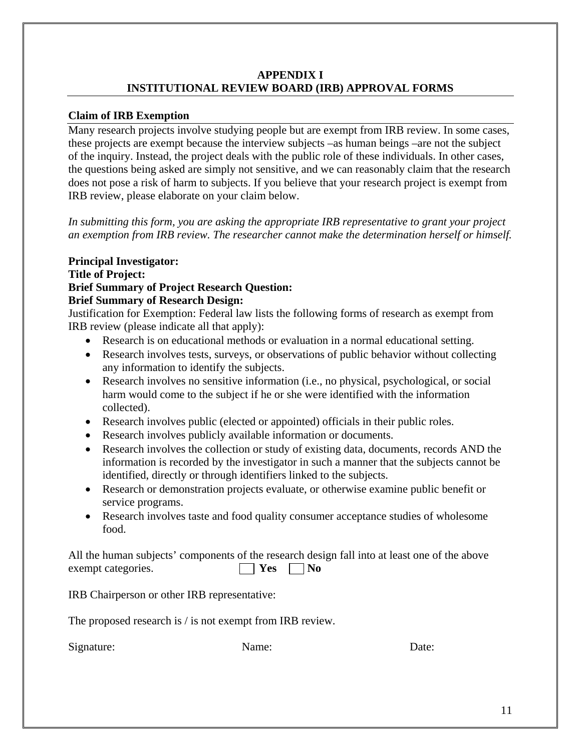# APPENDIX I
# INSTITUTIONAL REVIEW BOARD (IRB) APPROVAL FORMS

## Claim of IRB Exemption

Many research projects involve studying people but are exempt from IRB review. In some cases, these projects are exempt because the interview subjects –as human beings –are not the subject of the inquiry. Instead, the project deals with the public role of these individuals. In other cases, the questions being asked are simply not sensitive, and we can reasonably claim that the research does not pose a risk of harm to subjects. If you believe that your research project is exempt from IRB review, please elaborate on your claim below.

*In submitting this form, you are asking the appropriate IRB representative to grant your project an exemption from IRB review. The researcher cannot make the determination herself or himself.*

**Principal Investigator:**
**Title of Project:**
**Brief Summary of Project Research Question:**
**Brief Summary of Research Design:**
Justification for Exemption: Federal law lists the following forms of research as exempt from IRB review (please indicate all that apply):

- Research is on educational methods or evaluation in a normal educational setting.
- Research involves tests, surveys, or observations of public behavior without collecting any information to identify the subjects.
- Research involves no sensitive information (i.e., no physical, psychological, or social harm would come to the subject if he or she were identified with the information collected).
- Research involves public (elected or appointed) officials in their public roles.
- Research involves publicly available information or documents.
- Research involves the collection or study of existing data, documents, records AND the information is recorded by the investigator in such a manner that the subjects cannot be identified, directly or through identifiers linked to the subjects.
- Research or demonstration projects evaluate, or otherwise examine public benefit or service programs.
- Research involves taste and food quality consumer acceptance studies of wholesome food.

All the human subjects' components of the research design fall into at least one of the above exempt categories. ☐ **Yes** ☐ **No**

IRB Chairperson or other IRB representative:

The proposed research is / is not exempt from IRB review.

Signature: Name: Date: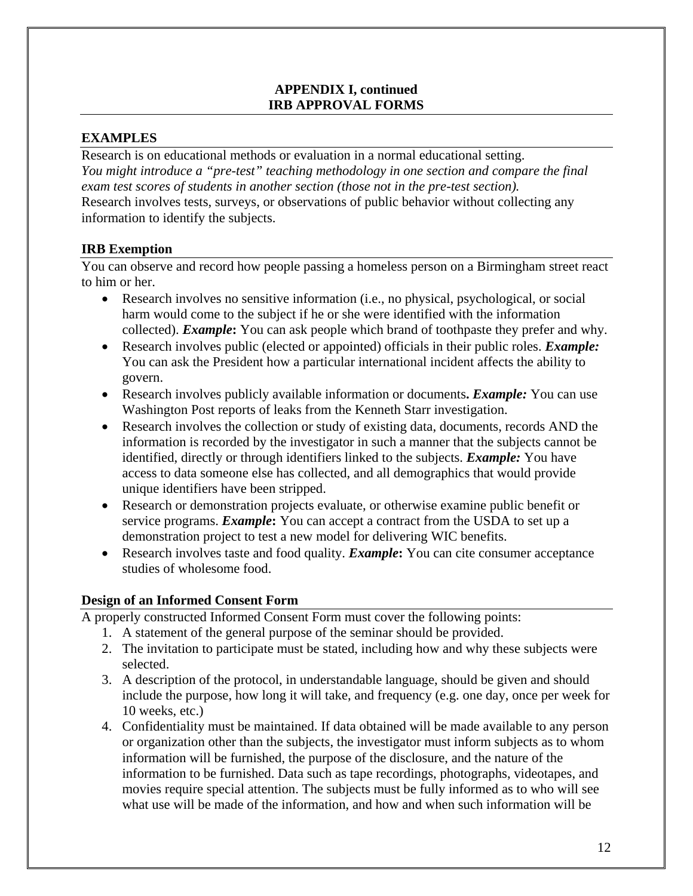**APPENDIX I, continued**
**IRB APPROVAL FORMS**

### EXAMPLES

Research is on educational methods or evaluation in a normal educational setting.
*You might introduce a "pre-test" teaching methodology in one section and compare the final exam test scores of students in another section (those not in the pre-test section).*
Research involves tests, surveys, or observations of public behavior without collecting any information to identify the subjects.

### IRB Exemption

You can observe and record how people passing a homeless person on a Birmingham street react to him or her.

- Research involves no sensitive information (i.e., no physical, psychological, or social harm would come to the subject if he or she were identified with the information collected). ***Example*:** You can ask people which brand of toothpaste they prefer and why.
- Research involves public (elected or appointed) officials in their public roles. ***Example:*** You can ask the President how a particular international incident affects the ability to govern.
- Research involves publicly available information or documents**.** ***Example:*** You can use Washington Post reports of leaks from the Kenneth Starr investigation.
- Research involves the collection or study of existing data, documents, records AND the information is recorded by the investigator in such a manner that the subjects cannot be identified, directly or through identifiers linked to the subjects. ***Example:*** You have access to data someone else has collected, and all demographics that would provide unique identifiers have been stripped.
- Research or demonstration projects evaluate, or otherwise examine public benefit or service programs. ***Example*:** You can accept a contract from the USDA to set up a demonstration project to test a new model for delivering WIC benefits.
- Research involves taste and food quality. ***Example*:** You can cite consumer acceptance studies of wholesome food.

### Design of an Informed Consent Form

A properly constructed Informed Consent Form must cover the following points:

1. A statement of the general purpose of the seminar should be provided.
2. The invitation to participate must be stated, including how and why these subjects were selected.
3. A description of the protocol, in understandable language, should be given and should include the purpose, how long it will take, and frequency (e.g. one day, once per week for 10 weeks, etc.)
4. Confidentiality must be maintained. If data obtained will be made available to any person or organization other than the subjects, the investigator must inform subjects as to whom information will be furnished, the purpose of the disclosure, and the nature of the information to be furnished. Data such as tape recordings, photographs, videotapes, and movies require special attention. The subjects must be fully informed as to who will see what use will be made of the information, and how and when such information will be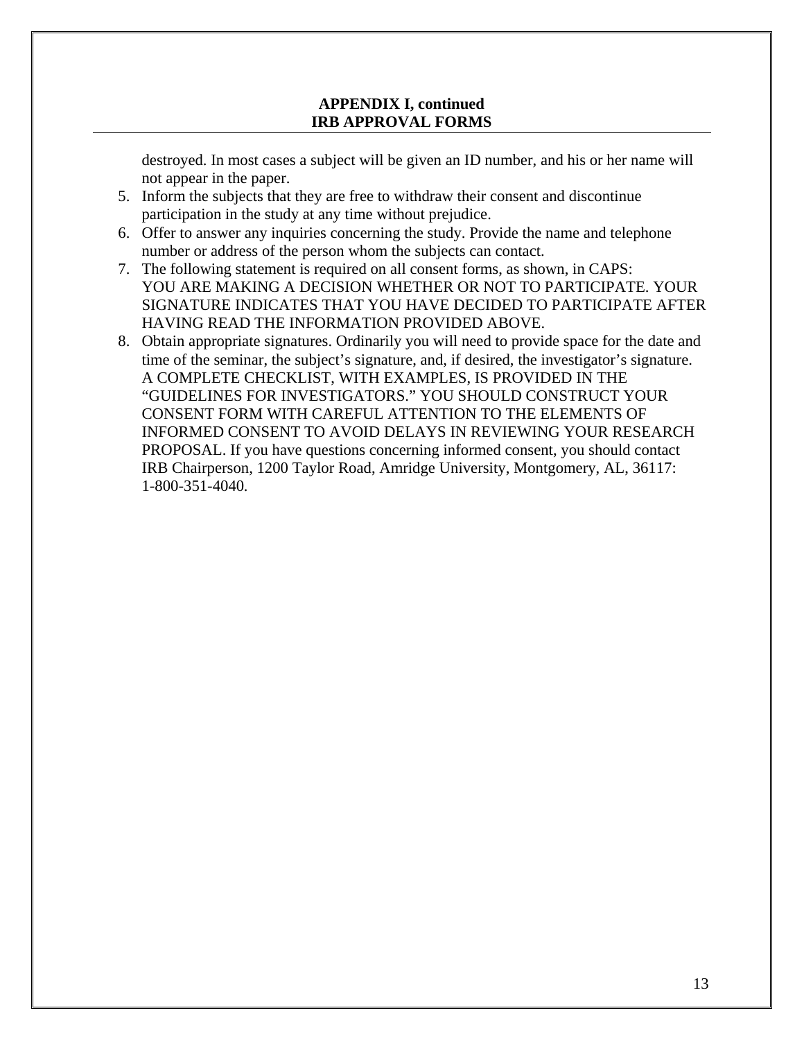**APPENDIX I, continued**
**IRB APPROVAL FORMS**

destroyed. In most cases a subject will be given an ID number, and his or her name will not appear in the paper.

5. Inform the subjects that they are free to withdraw their consent and discontinue participation in the study at any time without prejudice.
6. Offer to answer any inquiries concerning the study. Provide the name and telephone number or address of the person whom the subjects can contact.
7. The following statement is required on all consent forms, as shown, in CAPS: YOU ARE MAKING A DECISION WHETHER OR NOT TO PARTICIPATE. YOUR SIGNATURE INDICATES THAT YOU HAVE DECIDED TO PARTICIPATE AFTER HAVING READ THE INFORMATION PROVIDED ABOVE.
8. Obtain appropriate signatures. Ordinarily you will need to provide space for the date and time of the seminar, the subject's signature, and, if desired, the investigator's signature. A COMPLETE CHECKLIST, WITH EXAMPLES, IS PROVIDED IN THE "GUIDELINES FOR INVESTIGATORS." YOU SHOULD CONSTRUCT YOUR CONSENT FORM WITH CAREFUL ATTENTION TO THE ELEMENTS OF INFORMED CONSENT TO AVOID DELAYS IN REVIEWING YOUR RESEARCH PROPOSAL. If you have questions concerning informed consent, you should contact IRB Chairperson, 1200 Taylor Road, Amridge University, Montgomery, AL, 36117: 1-800-351-4040.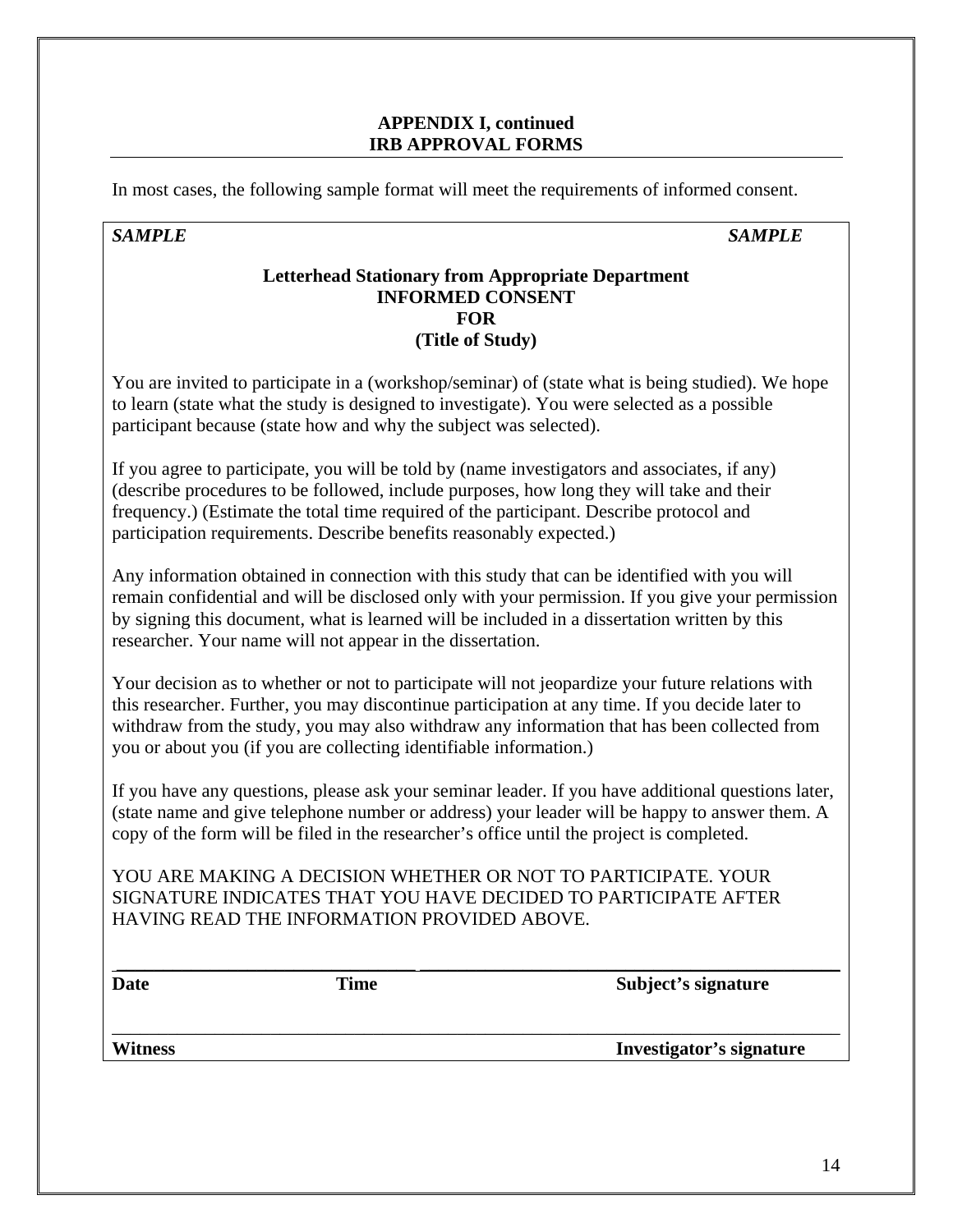**APPENDIX I, continued**
**IRB APPROVAL FORMS**

In most cases, the following sample format will meet the requirements of informed consent.

***SAMPLE*** ***SAMPLE***

**Letterhead Stationary from Appropriate Department**
**INFORMED CONSENT**
**FOR**
**(Title of Study)**

You are invited to participate in a (workshop/seminar) of (state what is being studied). We hope to learn (state what the study is designed to investigate). You were selected as a possible participant because (state how and why the subject was selected).

If you agree to participate, you will be told by (name investigators and associates, if any) (describe procedures to be followed, include purposes, how long they will take and their frequency.) (Estimate the total time required of the participant. Describe protocol and participation requirements. Describe benefits reasonably expected.)

Any information obtained in connection with this study that can be identified with you will remain confidential and will be disclosed only with your permission. If you give your permission by signing this document, what is learned will be included in a dissertation written by this researcher. Your name will not appear in the dissertation.

Your decision as to whether or not to participate will not jeopardize your future relations with this researcher. Further, you may discontinue participation at any time. If you decide later to withdraw from the study, you may also withdraw any information that has been collected from you or about you (if you are collecting identifiable information.)

If you have any questions, please ask your seminar leader. If you have additional questions later, (state name and give telephone number or address) your leader will be happy to answer them. A copy of the form will be filed in the researcher's office until the project is completed.

YOU ARE MAKING A DECISION WHETHER OR NOT TO PARTICIPATE. YOUR SIGNATURE INDICATES THAT YOU HAVE DECIDED TO PARTICIPATE AFTER HAVING READ THE INFORMATION PROVIDED ABOVE.

______________________________________________________________________

**Date** **Time** **Subject's signature**

______________________________________________________________________

**Witness** **Investigator's signature**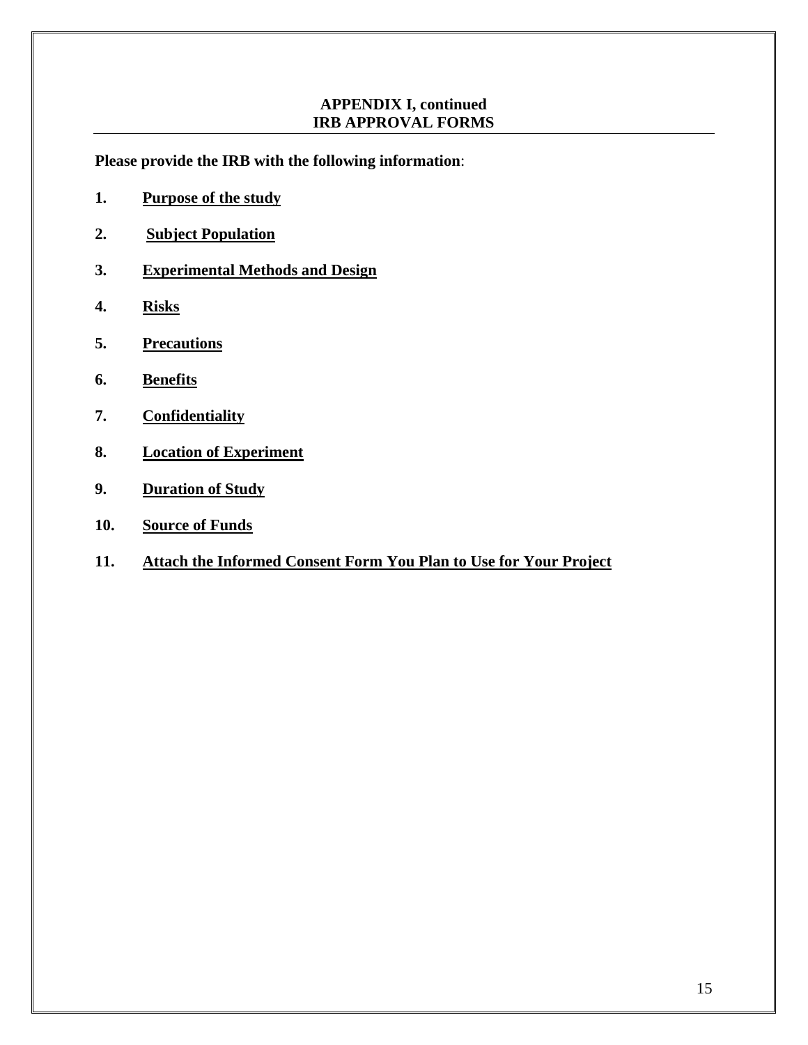**APPENDIX I, continued**
**IRB APPROVAL FORMS**

**Please provide the IRB with the following information**:

1. **Purpose of the study**

2. **Subject Population**

3. **Experimental Methods and Design**

4. **Risks**

5. **Precautions**

6. **Benefits**

7. **Confidentiality**

8. **Location of Experiment**

9. **Duration of Study**

10. **Source of Funds**

11. **Attach the Informed Consent Form You Plan to Use for Your Project**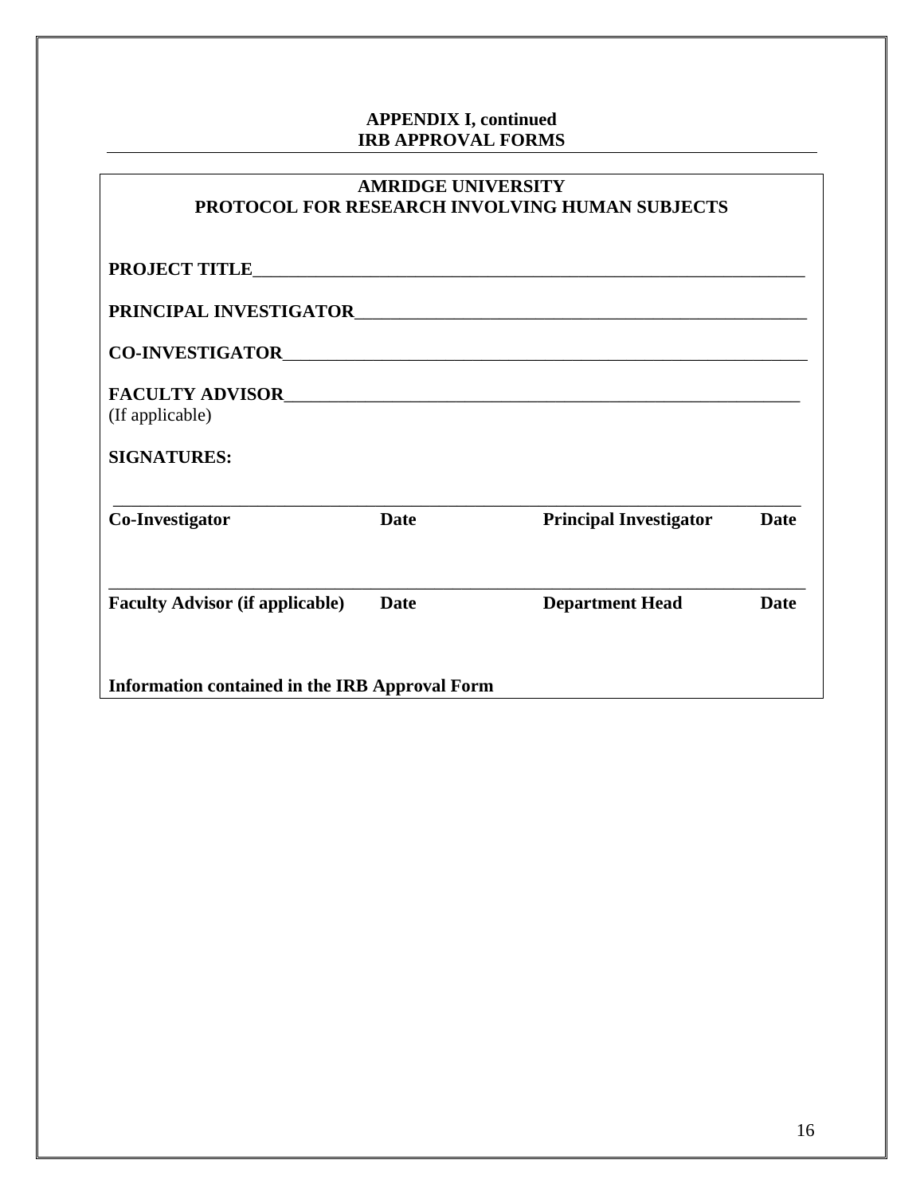**APPENDIX I, continued**
**IRB APPROVAL FORMS**

---

**AMRIDGE UNIVERSITY**
**PROTOCOL FOR RESEARCH INVOLVING HUMAN SUBJECTS**

**PROJECT TITLE**_______________________________________________________________

**PRINCIPAL INVESTIGATOR**_______________________________________________________

**CO-INVESTIGATOR**_____________________________________________________________

**FACULTY ADVISOR**_____________________________________________________________
(If applicable)

**SIGNATURES:**

_____________________________________________________________________________

| **Co-Investigator** | **Date** | **Principal Investigator** | **Date** |
|---|---|---|---|

_____________________________________________________________________________

| **Faculty Advisor (if applicable)** | **Date** | **Department Head** | **Date** |
|---|---|---|---|

**Information contained in the IRB Approval Form**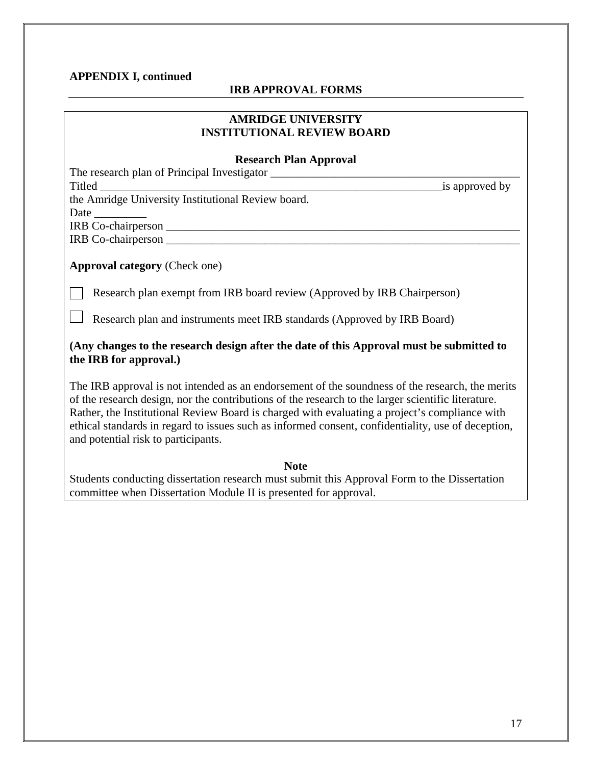**APPENDIX I, continued**

## IRB APPROVAL FORMS

### AMRIDGE UNIVERSITY
### INSTITUTIONAL REVIEW BOARD

**Research Plan Approval**

The research plan of Principal Investigator ___________________________________________
Titled ____________________________________________________________is approved by the Amridge University Institutional Review board.
Date _________
IRB Co-chairperson _____________________________________________________________
IRB Co-chairperson _____________________________________________________________

**Approval category** (Check one)

☐ Research plan exempt from IRB board review (Approved by IRB Chairperson)

☐ Research plan and instruments meet IRB standards (Approved by IRB Board)

**(Any changes to the research design after the date of this Approval must be submitted to the IRB for approval.)**

The IRB approval is not intended as an endorsement of the soundness of the research, the merits of the research design, nor the contributions of the research to the larger scientific literature. Rather, the Institutional Review Board is charged with evaluating a project's compliance with ethical standards in regard to issues such as informed consent, confidentiality, use of deception, and potential risk to participants.

**Note**

Students conducting dissertation research must submit this Approval Form to the Dissertation committee when Dissertation Module II is presented for approval.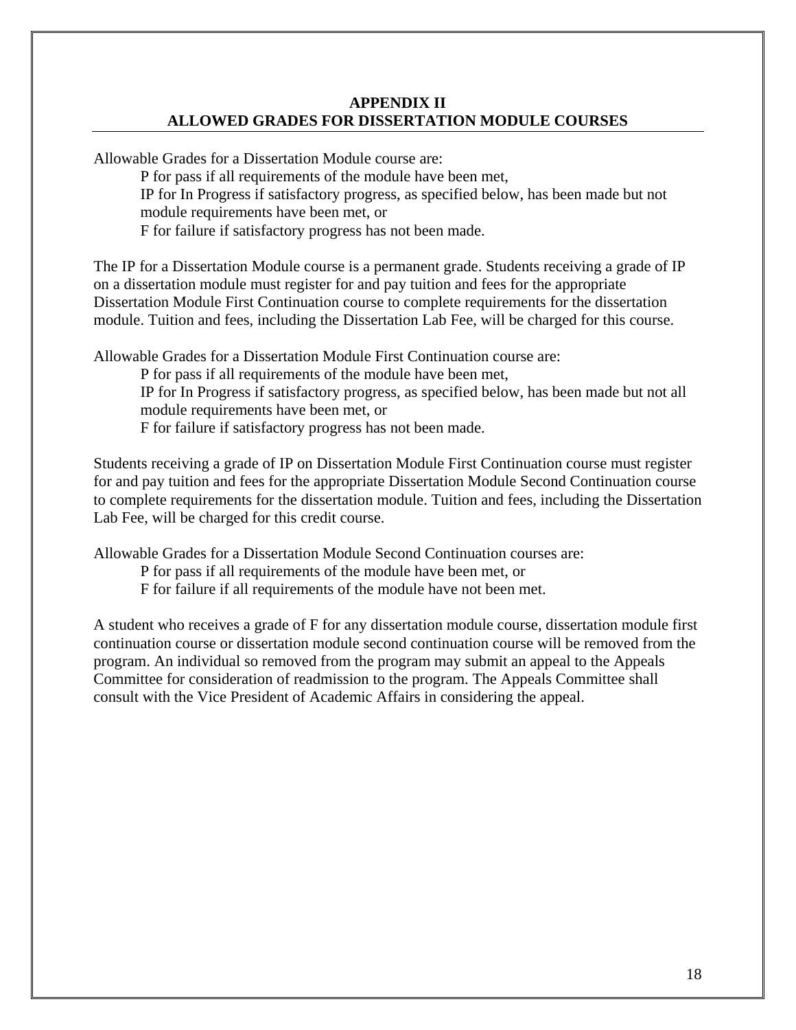## APPENDIX II
## ALLOWED GRADES FOR DISSERTATION MODULE COURSES

Allowable Grades for a Dissertation Module course are:

P for pass if all requirements of the module have been met,

IP for In Progress if satisfactory progress, as specified below, has been made but not module requirements have been met, or

F for failure if satisfactory progress has not been made.

The IP for a Dissertation Module course is a permanent grade. Students receiving a grade of IP on a dissertation module must register for and pay tuition and fees for the appropriate Dissertation Module First Continuation course to complete requirements for the dissertation module. Tuition and fees, including the Dissertation Lab Fee, will be charged for this course.

Allowable Grades for a Dissertation Module First Continuation course are:

P for pass if all requirements of the module have been met,

IP for In Progress if satisfactory progress, as specified below, has been made but not all module requirements have been met, or

F for failure if satisfactory progress has not been made.

Students receiving a grade of IP on Dissertation Module First Continuation course must register for and pay tuition and fees for the appropriate Dissertation Module Second Continuation course to complete requirements for the dissertation module. Tuition and fees, including the Dissertation Lab Fee, will be charged for this credit course.

Allowable Grades for a Dissertation Module Second Continuation courses are:

P for pass if all requirements of the module have been met, or

F for failure if all requirements of the module have not been met.

A student who receives a grade of F for any dissertation module course, dissertation module first continuation course or dissertation module second continuation course will be removed from the program. An individual so removed from the program may submit an appeal to the Appeals Committee for consideration of readmission to the program. The Appeals Committee shall consult with the Vice President of Academic Affairs in considering the appeal.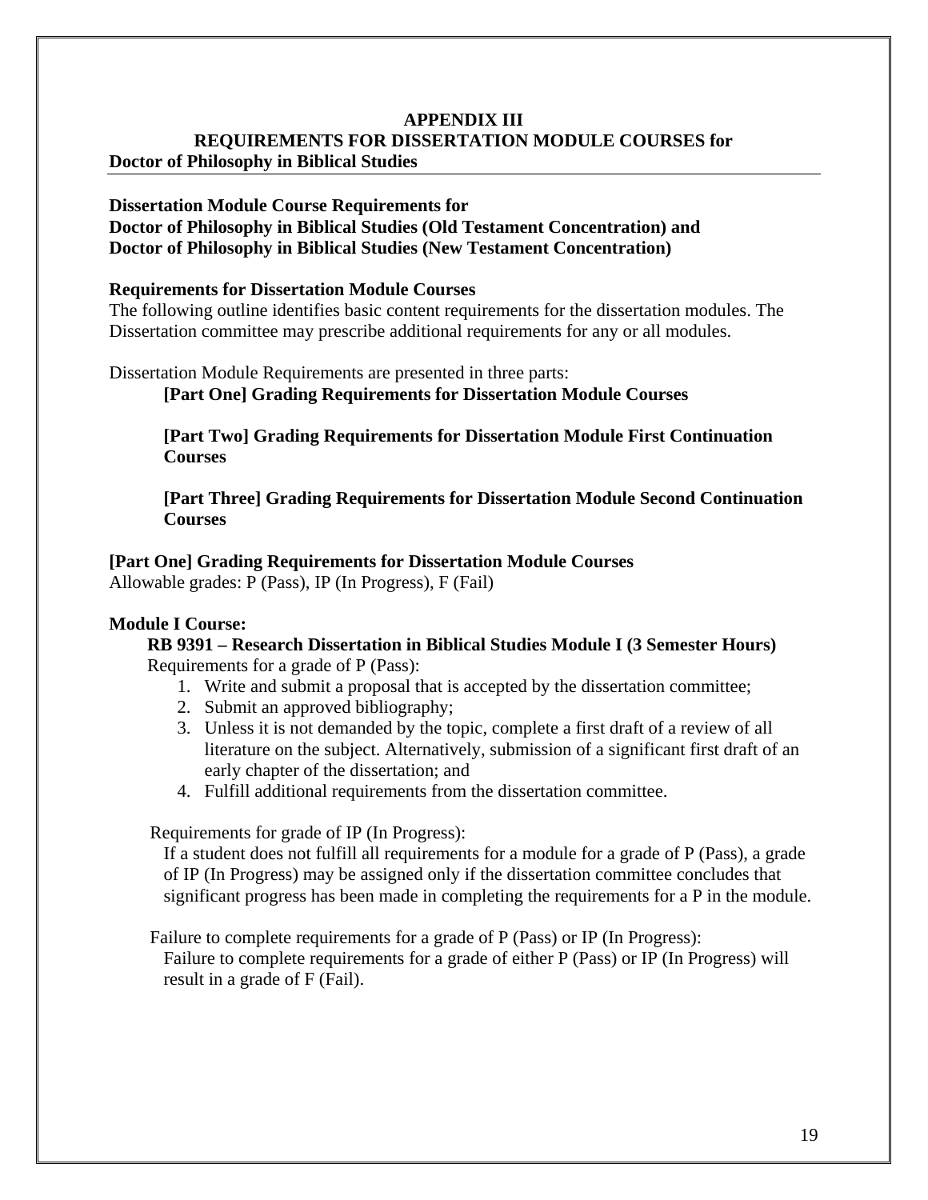# APPENDIX III
## REQUIREMENTS FOR DISSERTATION MODULE COURSES for Doctor of Philosophy in Biblical Studies

**Dissertation Module Course Requirements for**
**Doctor of Philosophy in Biblical Studies (Old Testament Concentration) and**
**Doctor of Philosophy in Biblical Studies (New Testament Concentration)**

**Requirements for Dissertation Module Courses**

The following outline identifies basic content requirements for the dissertation modules. The Dissertation committee may prescribe additional requirements for any or all modules.

Dissertation Module Requirements are presented in three parts:

**[Part One] Grading Requirements for Dissertation Module Courses**

**[Part Two] Grading Requirements for Dissertation Module First Continuation Courses**

**[Part Three] Grading Requirements for Dissertation Module Second Continuation Courses**

**[Part One] Grading Requirements for Dissertation Module Courses**

Allowable grades: P (Pass), IP (In Progress), F (Fail)

**Module I Course:**

**RB 9391 – Research Dissertation in Biblical Studies Module I (3 Semester Hours)**

Requirements for a grade of P (Pass):

1. Write and submit a proposal that is accepted by the dissertation committee;
2. Submit an approved bibliography;
3. Unless it is not demanded by the topic, complete a first draft of a review of all literature on the subject. Alternatively, submission of a significant first draft of an early chapter of the dissertation; and
4. Fulfill additional requirements from the dissertation committee.

Requirements for grade of IP (In Progress):

If a student does not fulfill all requirements for a module for a grade of P (Pass), a grade of IP (In Progress) may be assigned only if the dissertation committee concludes that significant progress has been made in completing the requirements for a P in the module.

Failure to complete requirements for a grade of P (Pass) or IP (In Progress):

Failure to complete requirements for a grade of either P (Pass) or IP (In Progress) will result in a grade of F (Fail).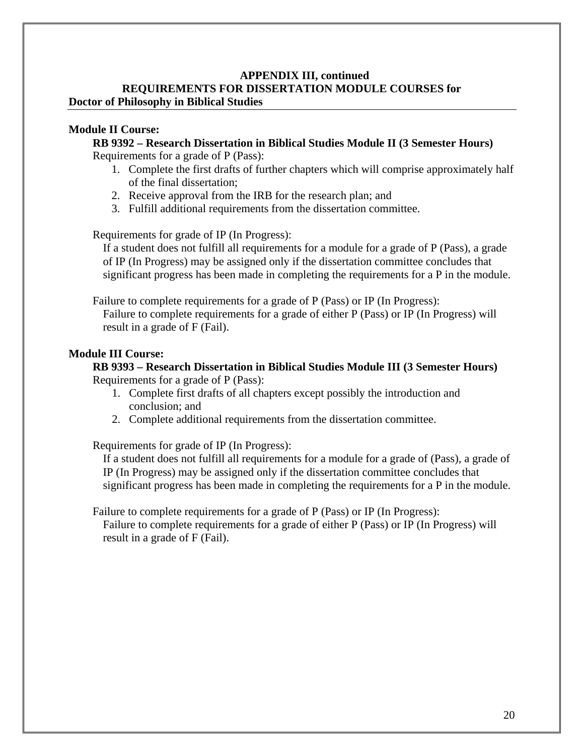**APPENDIX III, continued**
**REQUIREMENTS FOR DISSERTATION MODULE COURSES for**
**Doctor of Philosophy in Biblical Studies**

**Module II Course:**

**RB 9392 – Research Dissertation in Biblical Studies Module II (3 Semester Hours)**

Requirements for a grade of P (Pass):

1. Complete the first drafts of further chapters which will comprise approximately half of the final dissertation;
2. Receive approval from the IRB for the research plan; and
3. Fulfill additional requirements from the dissertation committee.

Requirements for grade of IP (In Progress):

If a student does not fulfill all requirements for a module for a grade of P (Pass), a grade of IP (In Progress) may be assigned only if the dissertation committee concludes that significant progress has been made in completing the requirements for a P in the module.

Failure to complete requirements for a grade of P (Pass) or IP (In Progress):

Failure to complete requirements for a grade of either P (Pass) or IP (In Progress) will result in a grade of F (Fail).

**Module III Course:**

**RB 9393 – Research Dissertation in Biblical Studies Module III (3 Semester Hours)**

Requirements for a grade of P (Pass):

1. Complete first drafts of all chapters except possibly the introduction and conclusion; and
2. Complete additional requirements from the dissertation committee.

Requirements for grade of IP (In Progress):

If a student does not fulfill all requirements for a module for a grade of (Pass), a grade of IP (In Progress) may be assigned only if the dissertation committee concludes that significant progress has been made in completing the requirements for a P in the module.

Failure to complete requirements for a grade of P (Pass) or IP (In Progress):

Failure to complete requirements for a grade of either P (Pass) or IP (In Progress) will result in a grade of F (Fail).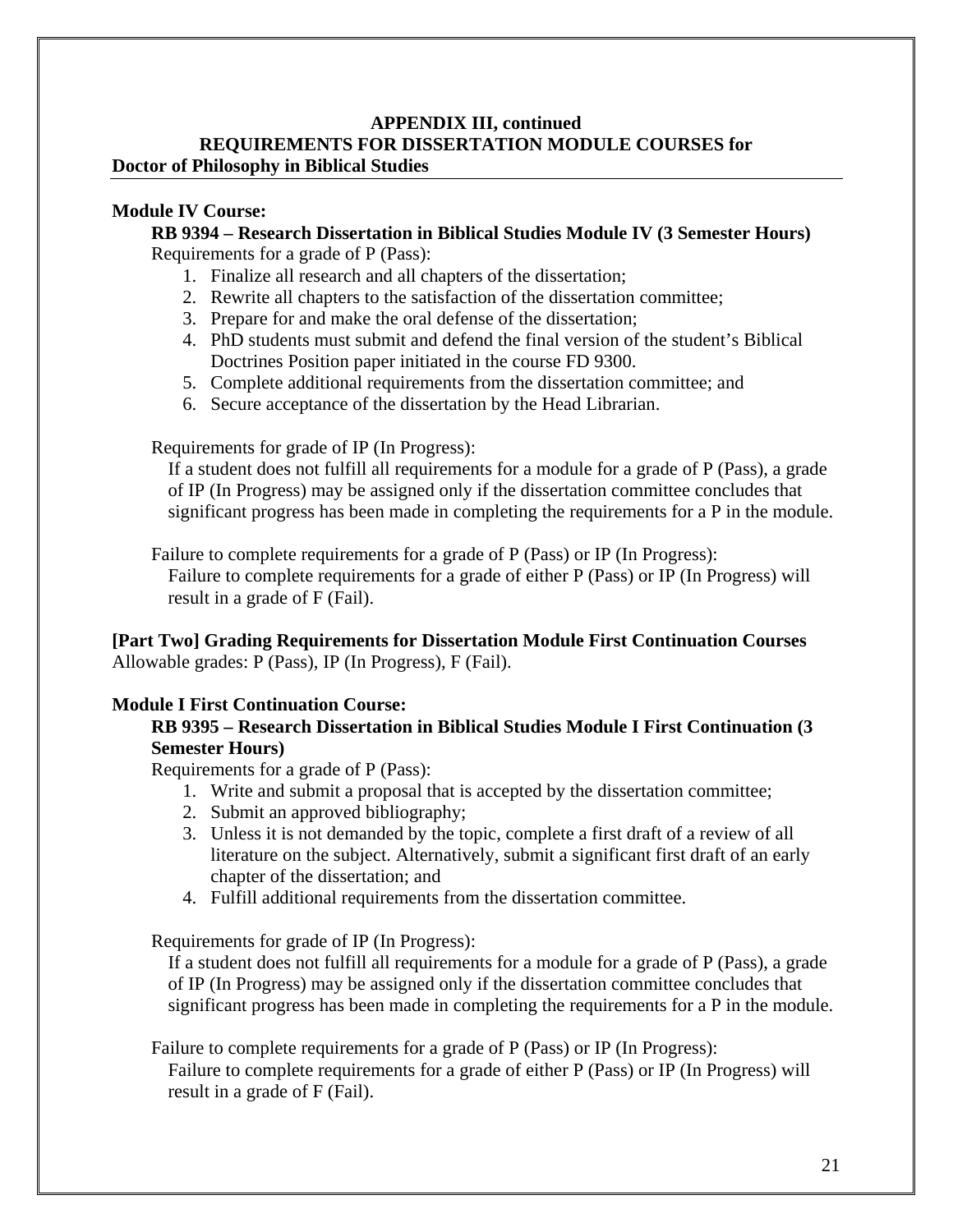**APPENDIX III, continued**
**REQUIREMENTS FOR DISSERTATION MODULE COURSES for**
**Doctor of Philosophy in Biblical Studies**

**Module IV Course:**

**RB 9394 – Research Dissertation in Biblical Studies Module IV (3 Semester Hours)**

Requirements for a grade of P (Pass):

1. Finalize all research and all chapters of the dissertation;
2. Rewrite all chapters to the satisfaction of the dissertation committee;
3. Prepare for and make the oral defense of the dissertation;
4. PhD students must submit and defend the final version of the student's Biblical Doctrines Position paper initiated in the course FD 9300.
5. Complete additional requirements from the dissertation committee; and
6. Secure acceptance of the dissertation by the Head Librarian.

Requirements for grade of IP (In Progress):

If a student does not fulfill all requirements for a module for a grade of P (Pass), a grade of IP (In Progress) may be assigned only if the dissertation committee concludes that significant progress has been made in completing the requirements for a P in the module.

Failure to complete requirements for a grade of P (Pass) or IP (In Progress):

Failure to complete requirements for a grade of either P (Pass) or IP (In Progress) will result in a grade of F (Fail).

**[Part Two] Grading Requirements for Dissertation Module First Continuation Courses**

Allowable grades: P (Pass), IP (In Progress), F (Fail).

**Module I First Continuation Course:**

**RB 9395 – Research Dissertation in Biblical Studies Module I First Continuation (3 Semester Hours)**

Requirements for a grade of P (Pass):

1. Write and submit a proposal that is accepted by the dissertation committee;
2. Submit an approved bibliography;
3. Unless it is not demanded by the topic, complete a first draft of a review of all literature on the subject. Alternatively, submit a significant first draft of an early chapter of the dissertation; and
4. Fulfill additional requirements from the dissertation committee.

Requirements for grade of IP (In Progress):

If a student does not fulfill all requirements for a module for a grade of P (Pass), a grade of IP (In Progress) may be assigned only if the dissertation committee concludes that significant progress has been made in completing the requirements for a P in the module.

Failure to complete requirements for a grade of P (Pass) or IP (In Progress):

Failure to complete requirements for a grade of either P (Pass) or IP (In Progress) will result in a grade of F (Fail).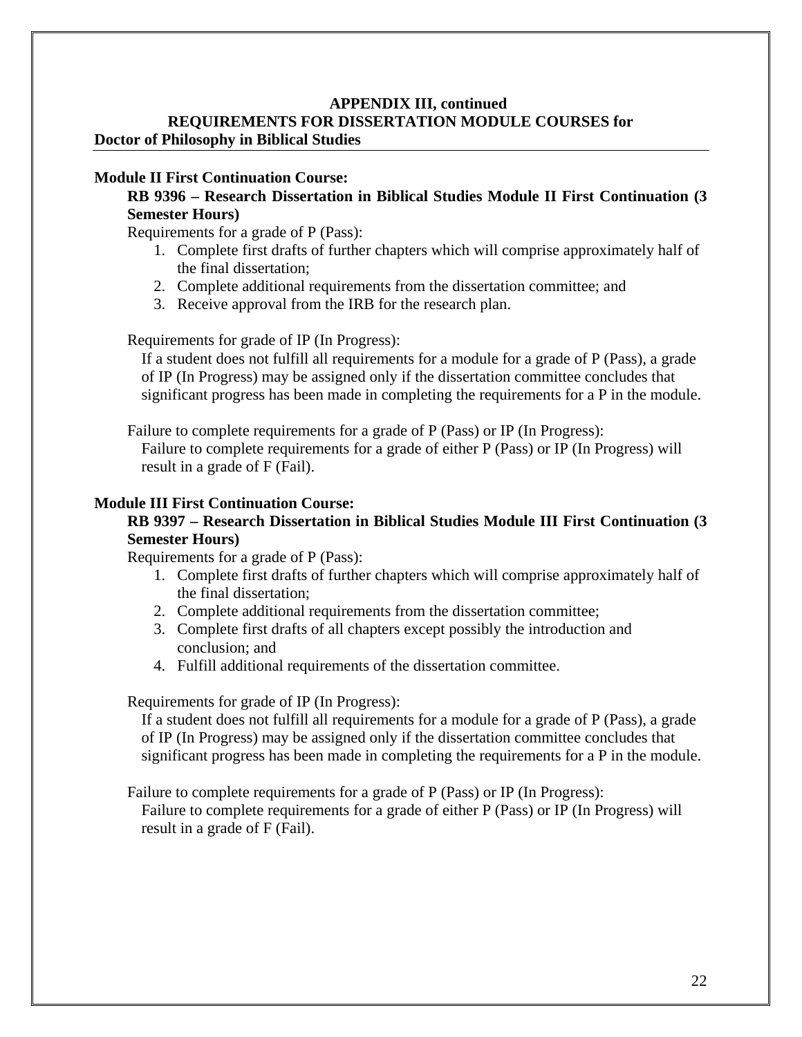**APPENDIX III, continued**
**REQUIREMENTS FOR DISSERTATION MODULE COURSES for**
**Doctor of Philosophy in Biblical Studies**

**Module II First Continuation Course:**

**RB 9396 – Research Dissertation in Biblical Studies Module II First Continuation (3 Semester Hours)**

Requirements for a grade of P (Pass):

1. Complete first drafts of further chapters which will comprise approximately half of the final dissertation;
2. Complete additional requirements from the dissertation committee; and
3. Receive approval from the IRB for the research plan.

Requirements for grade of IP (In Progress):

If a student does not fulfill all requirements for a module for a grade of P (Pass), a grade of IP (In Progress) may be assigned only if the dissertation committee concludes that significant progress has been made in completing the requirements for a P in the module.

Failure to complete requirements for a grade of P (Pass) or IP (In Progress):

Failure to complete requirements for a grade of either P (Pass) or IP (In Progress) will result in a grade of F (Fail).

**Module III First Continuation Course:**

**RB 9397 – Research Dissertation in Biblical Studies Module III First Continuation (3 Semester Hours)**

Requirements for a grade of P (Pass):

1. Complete first drafts of further chapters which will comprise approximately half of the final dissertation;
2. Complete additional requirements from the dissertation committee;
3. Complete first drafts of all chapters except possibly the introduction and conclusion; and
4. Fulfill additional requirements of the dissertation committee.

Requirements for grade of IP (In Progress):

If a student does not fulfill all requirements for a module for a grade of P (Pass), a grade of IP (In Progress) may be assigned only if the dissertation committee concludes that significant progress has been made in completing the requirements for a P in the module.

Failure to complete requirements for a grade of P (Pass) or IP (In Progress):

Failure to complete requirements for a grade of either P (Pass) or IP (In Progress) will result in a grade of F (Fail).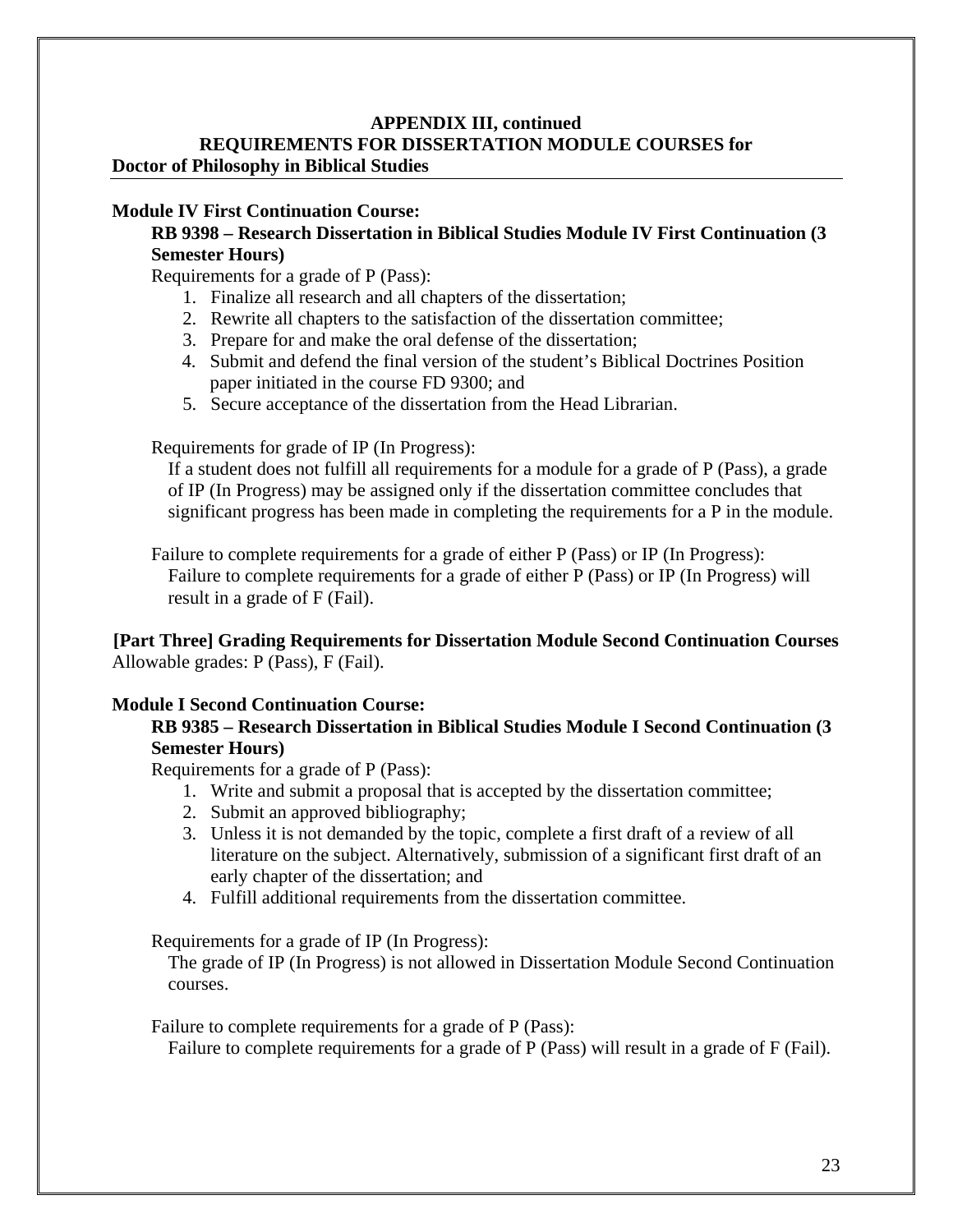**APPENDIX III, continued**
**REQUIREMENTS FOR DISSERTATION MODULE COURSES for**
**Doctor of Philosophy in Biblical Studies**

**Module IV First Continuation Course:**

**RB 9398 – Research Dissertation in Biblical Studies Module IV First Continuation (3 Semester Hours)**

Requirements for a grade of P (Pass):

1. Finalize all research and all chapters of the dissertation;
2. Rewrite all chapters to the satisfaction of the dissertation committee;
3. Prepare for and make the oral defense of the dissertation;
4. Submit and defend the final version of the student's Biblical Doctrines Position paper initiated in the course FD 9300; and
5. Secure acceptance of the dissertation from the Head Librarian.

Requirements for grade of IP (In Progress):

If a student does not fulfill all requirements for a module for a grade of P (Pass), a grade of IP (In Progress) may be assigned only if the dissertation committee concludes that significant progress has been made in completing the requirements for a P in the module.

Failure to complete requirements for a grade of either P (Pass) or IP (In Progress):

Failure to complete requirements for a grade of either P (Pass) or IP (In Progress) will result in a grade of F (Fail).

**[Part Three] Grading Requirements for Dissertation Module Second Continuation Courses**
Allowable grades: P (Pass), F (Fail).

**Module I Second Continuation Course:**

**RB 9385 – Research Dissertation in Biblical Studies Module I Second Continuation (3 Semester Hours)**

Requirements for a grade of P (Pass):

1. Write and submit a proposal that is accepted by the dissertation committee;
2. Submit an approved bibliography;
3. Unless it is not demanded by the topic, complete a first draft of a review of all literature on the subject. Alternatively, submission of a significant first draft of an early chapter of the dissertation; and
4. Fulfill additional requirements from the dissertation committee.

Requirements for a grade of IP (In Progress):

The grade of IP (In Progress) is not allowed in Dissertation Module Second Continuation courses.

Failure to complete requirements for a grade of P (Pass):

Failure to complete requirements for a grade of P (Pass) will result in a grade of F (Fail).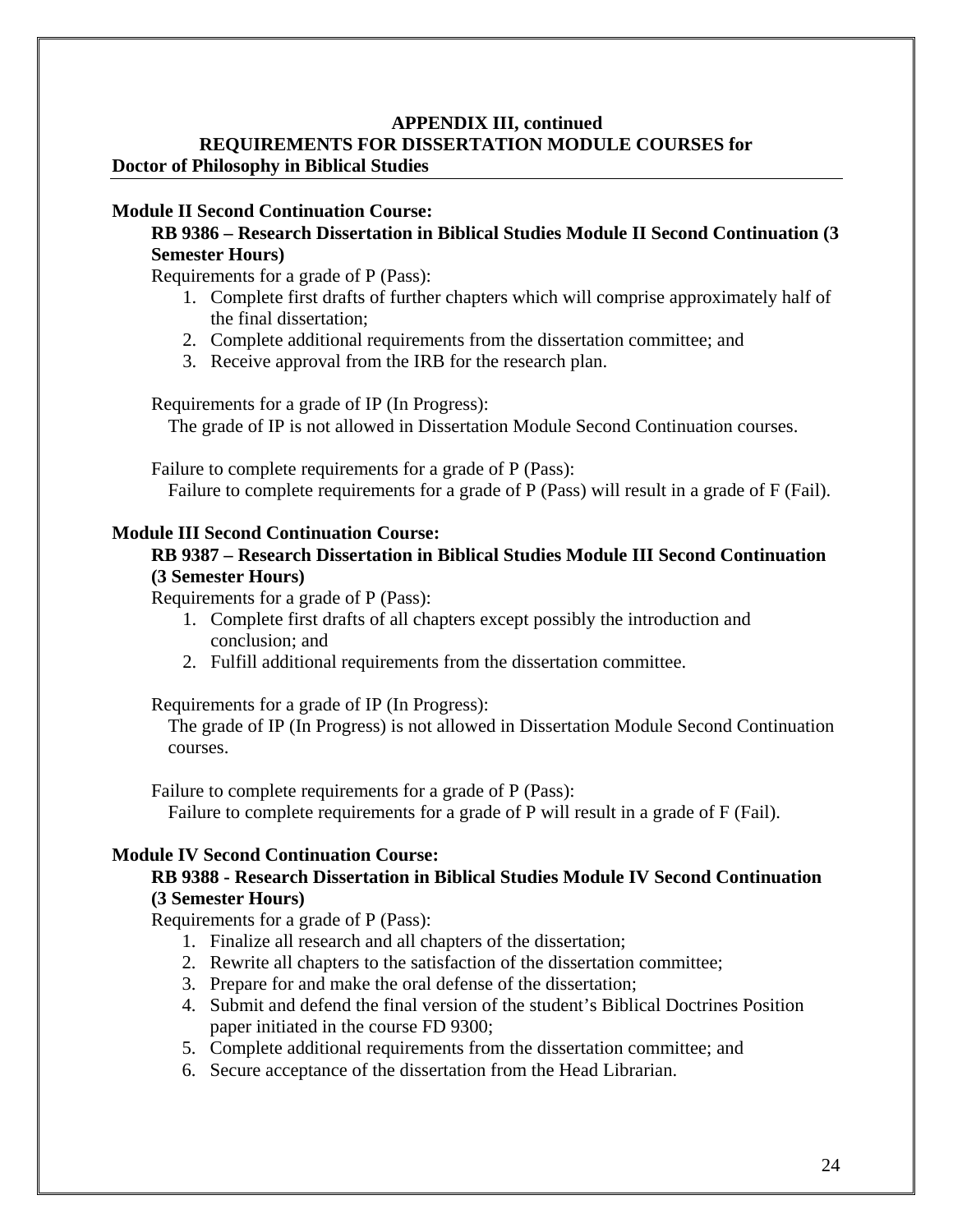**APPENDIX III, continued**
**REQUIREMENTS FOR DISSERTATION MODULE COURSES for**
**Doctor of Philosophy in Biblical Studies**

**Module II Second Continuation Course:**

**RB 9386 – Research Dissertation in Biblical Studies Module II Second Continuation (3 Semester Hours)**

Requirements for a grade of P (Pass):

1. Complete first drafts of further chapters which will comprise approximately half of the final dissertation;
2. Complete additional requirements from the dissertation committee; and
3. Receive approval from the IRB for the research plan.

Requirements for a grade of IP (In Progress):

The grade of IP is not allowed in Dissertation Module Second Continuation courses.

Failure to complete requirements for a grade of P (Pass):

Failure to complete requirements for a grade of P (Pass) will result in a grade of F (Fail).

**Module III Second Continuation Course:**

**RB 9387 – Research Dissertation in Biblical Studies Module III Second Continuation (3 Semester Hours)**

Requirements for a grade of P (Pass):

1. Complete first drafts of all chapters except possibly the introduction and conclusion; and
2. Fulfill additional requirements from the dissertation committee.

Requirements for a grade of IP (In Progress):

The grade of IP (In Progress) is not allowed in Dissertation Module Second Continuation courses.

Failure to complete requirements for a grade of P (Pass):

Failure to complete requirements for a grade of P will result in a grade of F (Fail).

**Module IV Second Continuation Course:**

**RB 9388 - Research Dissertation in Biblical Studies Module IV Second Continuation (3 Semester Hours)**

Requirements for a grade of P (Pass):

1. Finalize all research and all chapters of the dissertation;
2. Rewrite all chapters to the satisfaction of the dissertation committee;
3. Prepare for and make the oral defense of the dissertation;
4. Submit and defend the final version of the student's Biblical Doctrines Position paper initiated in the course FD 9300;
5. Complete additional requirements from the dissertation committee; and
6. Secure acceptance of the dissertation from the Head Librarian.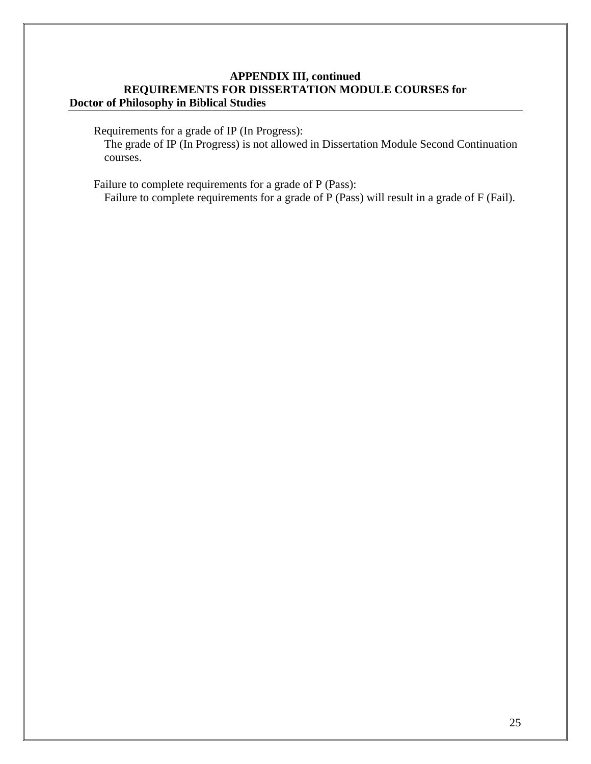**APPENDIX III, continued**

**REQUIREMENTS FOR DISSERTATION MODULE COURSES for Doctor of Philosophy in Biblical Studies**

Requirements for a grade of IP (In Progress):

The grade of IP (In Progress) is not allowed in Dissertation Module Second Continuation courses.

Failure to complete requirements for a grade of P (Pass):

Failure to complete requirements for a grade of P (Pass) will result in a grade of F (Fail).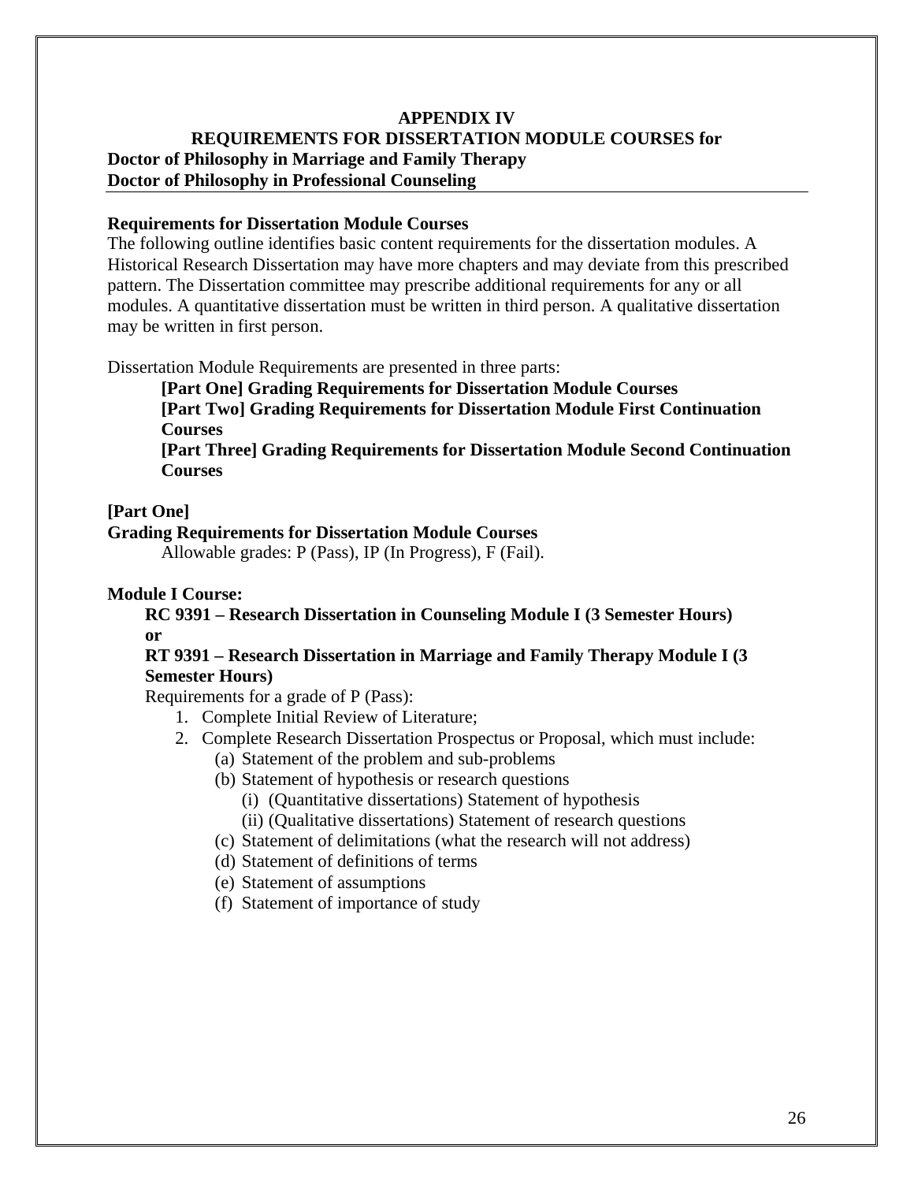# APPENDIX IV

## REQUIREMENTS FOR DISSERTATION MODULE COURSES for

**Doctor of Philosophy in Marriage and Family Therapy**
**Doctor of Philosophy in Professional Counseling**

---

**Requirements for Dissertation Module Courses**

The following outline identifies basic content requirements for the dissertation modules. A Historical Research Dissertation may have more chapters and may deviate from this prescribed pattern. The Dissertation committee may prescribe additional requirements for any or all modules. A quantitative dissertation must be written in third person. A qualitative dissertation may be written in first person.

Dissertation Module Requirements are presented in three parts:

> **[Part One] Grading Requirements for Dissertation Module Courses**
> **[Part Two] Grading Requirements for Dissertation Module First Continuation Courses**
> **[Part Three] Grading Requirements for Dissertation Module Second Continuation Courses**

**[Part One]**
**Grading Requirements for Dissertation Module Courses**

Allowable grades: P (Pass), IP (In Progress), F (Fail).

**Module I Course:**

**RC 9391 – Research Dissertation in Counseling Module I (3 Semester Hours)**
**or**
**RT 9391 – Research Dissertation in Marriage and Family Therapy Module I (3 Semester Hours)**

Requirements for a grade of P (Pass):

1. Complete Initial Review of Literature;
2. Complete Research Dissertation Prospectus or Proposal, which must include:
   - (a) Statement of the problem and sub-problems
   - (b) Statement of hypothesis or research questions
     - (i) (Quantitative dissertations) Statement of hypothesis
     - (ii) (Qualitative dissertations) Statement of research questions
   - (c) Statement of delimitations (what the research will not address)
   - (d) Statement of definitions of terms
   - (e) Statement of assumptions
   - (f) Statement of importance of study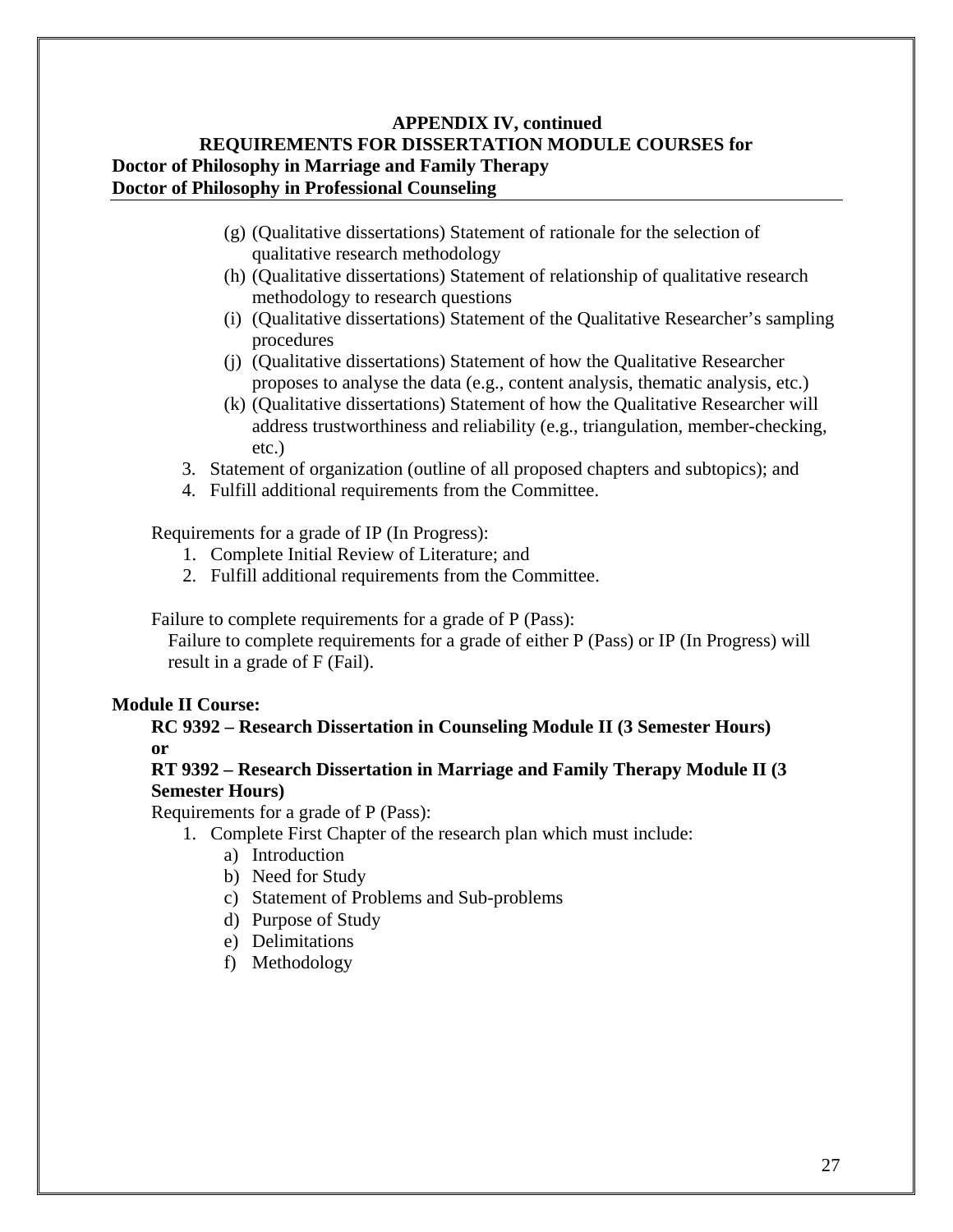**APPENDIX IV, continued**
**REQUIREMENTS FOR DISSERTATION MODULE COURSES for**
**Doctor of Philosophy in Marriage and Family Therapy**
**Doctor of Philosophy in Professional Counseling**

- (g) (Qualitative dissertations) Statement of rationale for the selection of qualitative research methodology
- (h) (Qualitative dissertations) Statement of relationship of qualitative research methodology to research questions
- (i) (Qualitative dissertations) Statement of the Qualitative Researcher's sampling procedures
- (j) (Qualitative dissertations) Statement of how the Qualitative Researcher proposes to analyse the data (e.g., content analysis, thematic analysis, etc.)
- (k) (Qualitative dissertations) Statement of how the Qualitative Researcher will address trustworthiness and reliability (e.g., triangulation, member-checking, etc.)

3. Statement of organization (outline of all proposed chapters and subtopics); and
4. Fulfill additional requirements from the Committee.

Requirements for a grade of IP (In Progress):

1. Complete Initial Review of Literature; and
2. Fulfill additional requirements from the Committee.

Failure to complete requirements for a grade of P (Pass):

Failure to complete requirements for a grade of either P (Pass) or IP (In Progress) will result in a grade of F (Fail).

**Module II Course:**

**RC 9392 – Research Dissertation in Counseling Module II (3 Semester Hours) or**

**RT 9392 – Research Dissertation in Marriage and Family Therapy Module II (3 Semester Hours)**

Requirements for a grade of P (Pass):

1. Complete First Chapter of the research plan which must include:
   a) Introduction
   b) Need for Study
   c) Statement of Problems and Sub-problems
   d) Purpose of Study
   e) Delimitations
   f) Methodology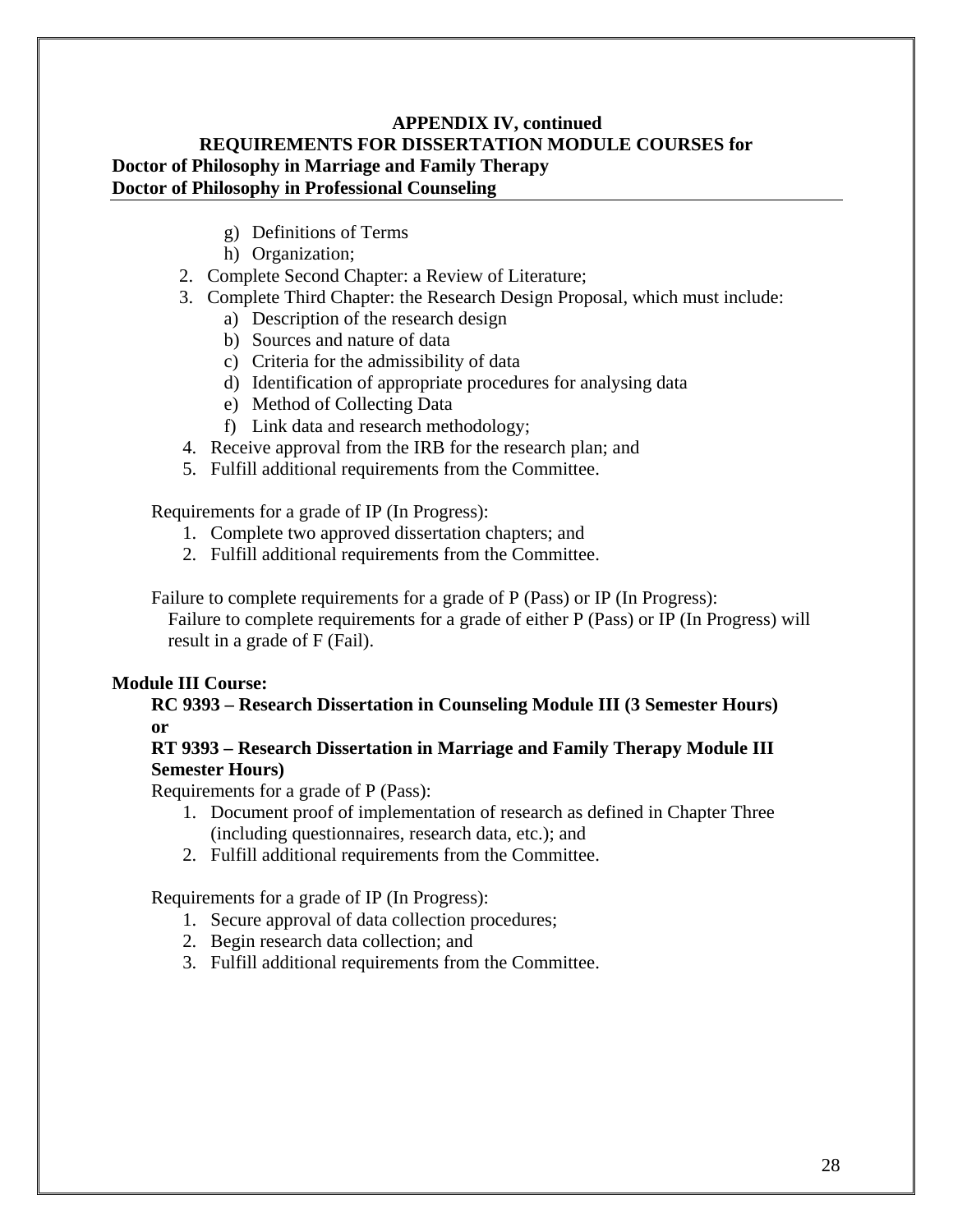**APPENDIX IV, continued**
**REQUIREMENTS FOR DISSERTATION MODULE COURSES for**
**Doctor of Philosophy in Marriage and Family Therapy**
**Doctor of Philosophy in Professional Counseling**

   g) Definitions of Terms
   h) Organization;
2. Complete Second Chapter: a Review of Literature;
3. Complete Third Chapter: the Research Design Proposal, which must include:
   a) Description of the research design
   b) Sources and nature of data
   c) Criteria for the admissibility of data
   d) Identification of appropriate procedures for analysing data
   e) Method of Collecting Data
   f) Link data and research methodology;
4. Receive approval from the IRB for the research plan; and
5. Fulfill additional requirements from the Committee.

Requirements for a grade of IP (In Progress):

1. Complete two approved dissertation chapters; and
2. Fulfill additional requirements from the Committee.

Failure to complete requirements for a grade of P (Pass) or IP (In Progress):
Failure to complete requirements for a grade of either P (Pass) or IP (In Progress) will result in a grade of F (Fail).

**Module III Course:**

**RC 9393 – Research Dissertation in Counseling Module III (3 Semester Hours)**
**or**
**RT 9393 – Research Dissertation in Marriage and Family Therapy Module III Semester Hours)**

Requirements for a grade of P (Pass):

1. Document proof of implementation of research as defined in Chapter Three (including questionnaires, research data, etc.); and
2. Fulfill additional requirements from the Committee.

Requirements for a grade of IP (In Progress):

1. Secure approval of data collection procedures;
2. Begin research data collection; and
3. Fulfill additional requirements from the Committee.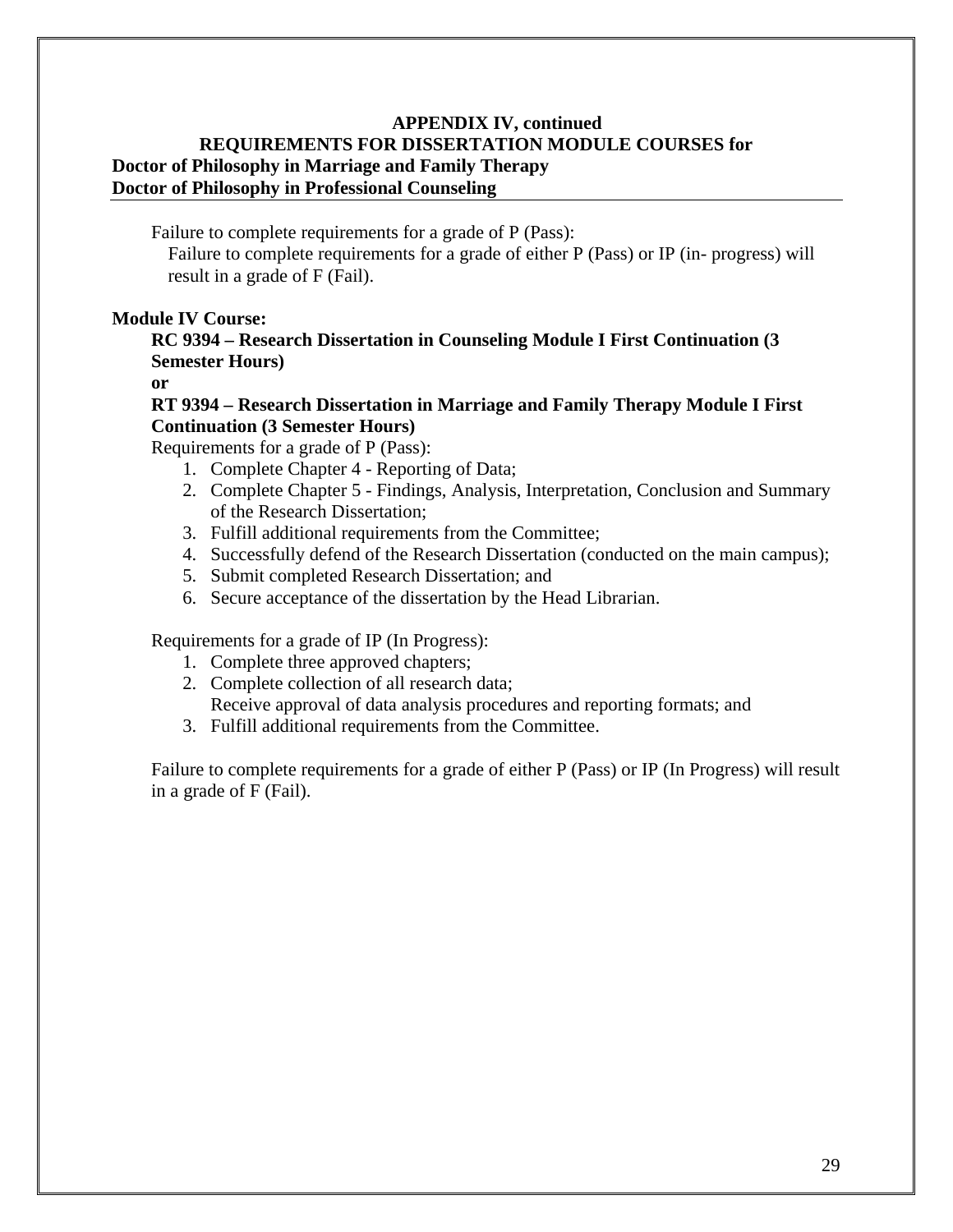**APPENDIX IV, continued**
**REQUIREMENTS FOR DISSERTATION MODULE COURSES for**
**Doctor of Philosophy in Marriage and Family Therapy**
**Doctor of Philosophy in Professional Counseling**

Failure to complete requirements for a grade of P (Pass):

Failure to complete requirements for a grade of either P (Pass) or IP (in- progress) will result in a grade of F (Fail).

**Module IV Course:**

**RC 9394 – Research Dissertation in Counseling Module I First Continuation (3 Semester Hours)**

**or**

**RT 9394 – Research Dissertation in Marriage and Family Therapy Module I First Continuation (3 Semester Hours)**

Requirements for a grade of P (Pass):

1. Complete Chapter 4 - Reporting of Data;
2. Complete Chapter 5 - Findings, Analysis, Interpretation, Conclusion and Summary of the Research Dissertation;
3. Fulfill additional requirements from the Committee;
4. Successfully defend of the Research Dissertation (conducted on the main campus);
5. Submit completed Research Dissertation; and
6. Secure acceptance of the dissertation by the Head Librarian.

Requirements for a grade of IP (In Progress):

1. Complete three approved chapters;
2. Complete collection of all research data;
   Receive approval of data analysis procedures and reporting formats; and
3. Fulfill additional requirements from the Committee.

Failure to complete requirements for a grade of either P (Pass) or IP (In Progress) will result in a grade of F (Fail).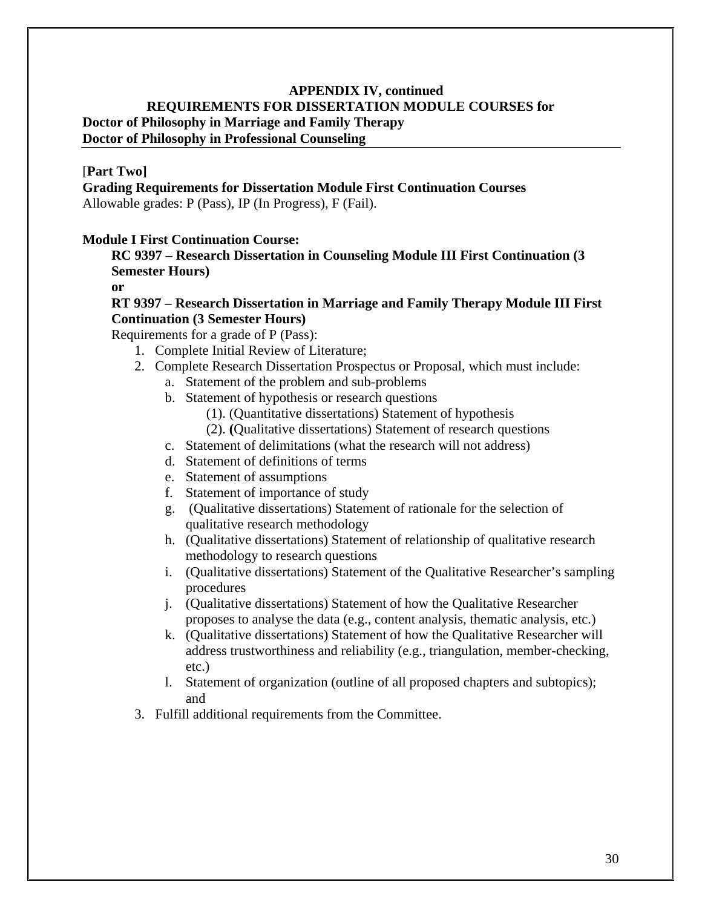**APPENDIX IV, continued**
**REQUIREMENTS FOR DISSERTATION MODULE COURSES for**
**Doctor of Philosophy in Marriage and Family Therapy**
**Doctor of Philosophy in Professional Counseling**

[**Part Two]**
**Grading Requirements for Dissertation Module First Continuation Courses**
Allowable grades: P (Pass), IP (In Progress), F (Fail).

**Module I First Continuation Course:**

**RC 9397 – Research Dissertation in Counseling Module III First Continuation (3 Semester Hours)**
**or**
**RT 9397 – Research Dissertation in Marriage and Family Therapy Module III First Continuation (3 Semester Hours)**

Requirements for a grade of P (Pass):

1. Complete Initial Review of Literature;
2. Complete Research Dissertation Prospectus or Proposal, which must include:
   a. Statement of the problem and sub-problems
   b. Statement of hypothesis or research questions
      (1). (Quantitative dissertations) Statement of hypothesis
      (2). **(**Qualitative dissertations) Statement of research questions
   c. Statement of delimitations (what the research will not address)
   d. Statement of definitions of terms
   e. Statement of assumptions
   f. Statement of importance of study
   g. (Qualitative dissertations) Statement of rationale for the selection of qualitative research methodology
   h. (Qualitative dissertations) Statement of relationship of qualitative research methodology to research questions
   i. (Qualitative dissertations) Statement of the Qualitative Researcher's sampling procedures
   j. (Qualitative dissertations) Statement of how the Qualitative Researcher proposes to analyse the data (e.g., content analysis, thematic analysis, etc.)
   k. (Qualitative dissertations) Statement of how the Qualitative Researcher will address trustworthiness and reliability (e.g., triangulation, member-checking, etc.)
   l. Statement of organization (outline of all proposed chapters and subtopics); and
3. Fulfill additional requirements from the Committee.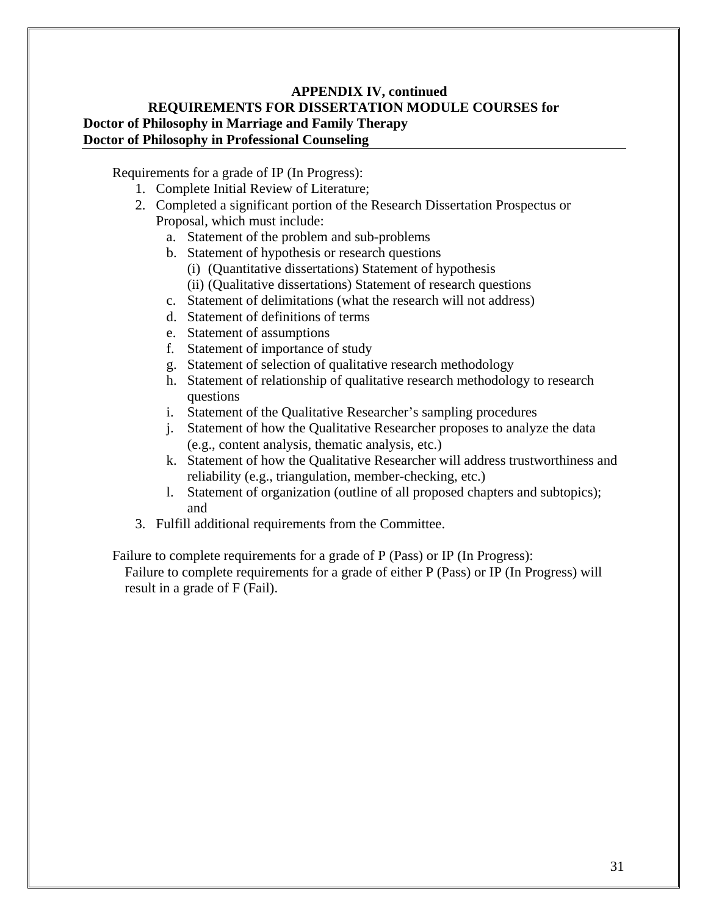**APPENDIX IV, continued**

**REQUIREMENTS FOR DISSERTATION MODULE COURSES for**

**Doctor of Philosophy in Marriage and Family Therapy**

**Doctor of Philosophy in Professional Counseling**

Requirements for a grade of IP (In Progress):

1. Complete Initial Review of Literature;
2. Completed a significant portion of the Research Dissertation Prospectus or Proposal, which must include:
   a. Statement of the problem and sub-problems
   b. Statement of hypothesis or research questions
      (i) (Quantitative dissertations) Statement of hypothesis
      (ii) (Qualitative dissertations) Statement of research questions
   c. Statement of delimitations (what the research will not address)
   d. Statement of definitions of terms
   e. Statement of assumptions
   f. Statement of importance of study
   g. Statement of selection of qualitative research methodology
   h. Statement of relationship of qualitative research methodology to research questions
   i. Statement of the Qualitative Researcher's sampling procedures
   j. Statement of how the Qualitative Researcher proposes to analyze the data (e.g., content analysis, thematic analysis, etc.)
   k. Statement of how the Qualitative Researcher will address trustworthiness and reliability (e.g., triangulation, member-checking, etc.)
   l. Statement of organization (outline of all proposed chapters and subtopics); and
3. Fulfill additional requirements from the Committee.

Failure to complete requirements for a grade of P (Pass) or IP (In Progress):

Failure to complete requirements for a grade of either P (Pass) or IP (In Progress) will result in a grade of F (Fail).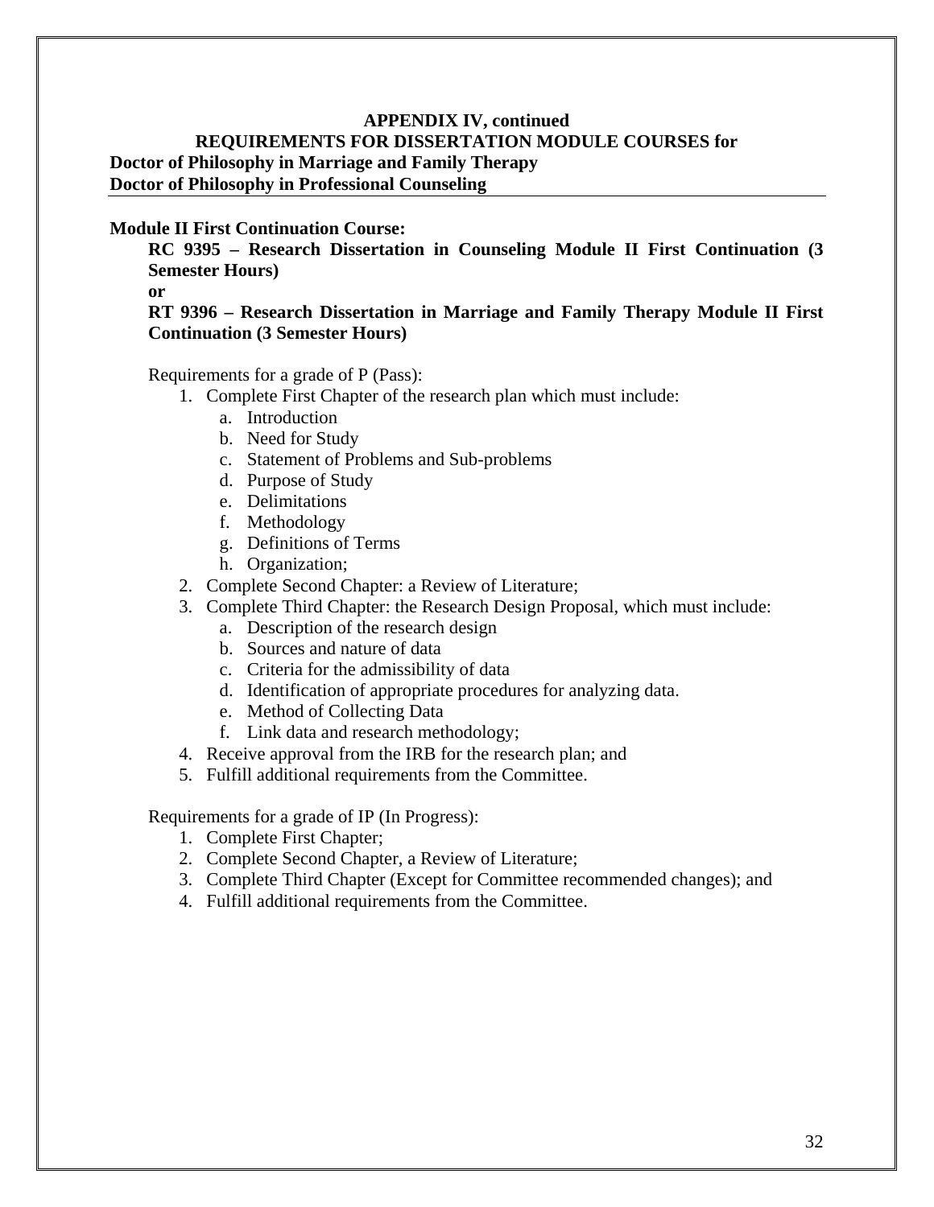**APPENDIX IV, continued**

**REQUIREMENTS FOR DISSERTATION MODULE COURSES for**

**Doctor of Philosophy in Marriage and Family Therapy**
**Doctor of Philosophy in Professional Counseling**

---

**Module II First Continuation Course:**

**RC 9395 – Research Dissertation in Counseling Module II First Continuation (3 Semester Hours)**

**or**

**RT 9396 – Research Dissertation in Marriage and Family Therapy Module II First Continuation (3 Semester Hours)**

Requirements for a grade of P (Pass):

1. Complete First Chapter of the research plan which must include:
   a. Introduction
   b. Need for Study
   c. Statement of Problems and Sub-problems
   d. Purpose of Study
   e. Delimitations
   f. Methodology
   g. Definitions of Terms
   h. Organization;
2. Complete Second Chapter: a Review of Literature;
3. Complete Third Chapter: the Research Design Proposal, which must include:
   a. Description of the research design
   b. Sources and nature of data
   c. Criteria for the admissibility of data
   d. Identification of appropriate procedures for analyzing data.
   e. Method of Collecting Data
   f. Link data and research methodology;
4. Receive approval from the IRB for the research plan; and
5. Fulfill additional requirements from the Committee.

Requirements for a grade of IP (In Progress):

1. Complete First Chapter;
2. Complete Second Chapter, a Review of Literature;
3. Complete Third Chapter (Except for Committee recommended changes); and
4. Fulfill additional requirements from the Committee.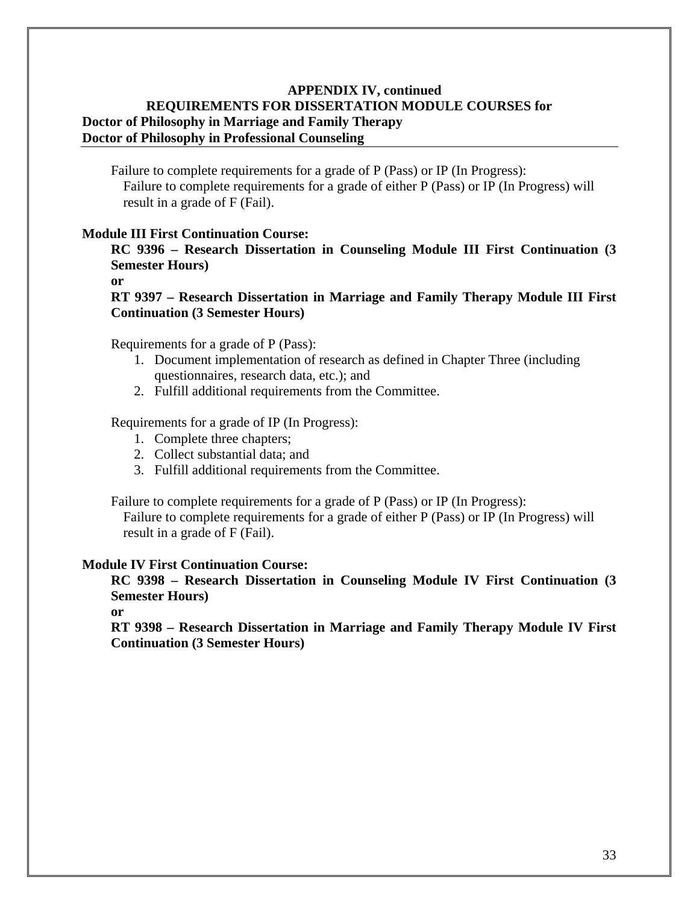**APPENDIX IV, continued**
**REQUIREMENTS FOR DISSERTATION MODULE COURSES for**
**Doctor of Philosophy in Marriage and Family Therapy**
**Doctor of Philosophy in Professional Counseling**

Failure to complete requirements for a grade of P (Pass) or IP (In Progress):
Failure to complete requirements for a grade of either P (Pass) or IP (In Progress) will result in a grade of F (Fail).

**Module III First Continuation Course:**

**RC 9396 – Research Dissertation in Counseling Module III First Continuation (3 Semester Hours)**
**or**
**RT 9397 – Research Dissertation in Marriage and Family Therapy Module III First Continuation (3 Semester Hours)**

Requirements for a grade of P (Pass):

1. Document implementation of research as defined in Chapter Three (including questionnaires, research data, etc.); and
2. Fulfill additional requirements from the Committee.

Requirements for a grade of IP (In Progress):

1. Complete three chapters;
2. Collect substantial data; and
3. Fulfill additional requirements from the Committee.

Failure to complete requirements for a grade of P (Pass) or IP (In Progress):
Failure to complete requirements for a grade of either P (Pass) or IP (In Progress) will result in a grade of F (Fail).

**Module IV First Continuation Course:**

**RC 9398 – Research Dissertation in Counseling Module IV First Continuation (3 Semester Hours)**
**or**
**RT 9398 – Research Dissertation in Marriage and Family Therapy Module IV First Continuation (3 Semester Hours)**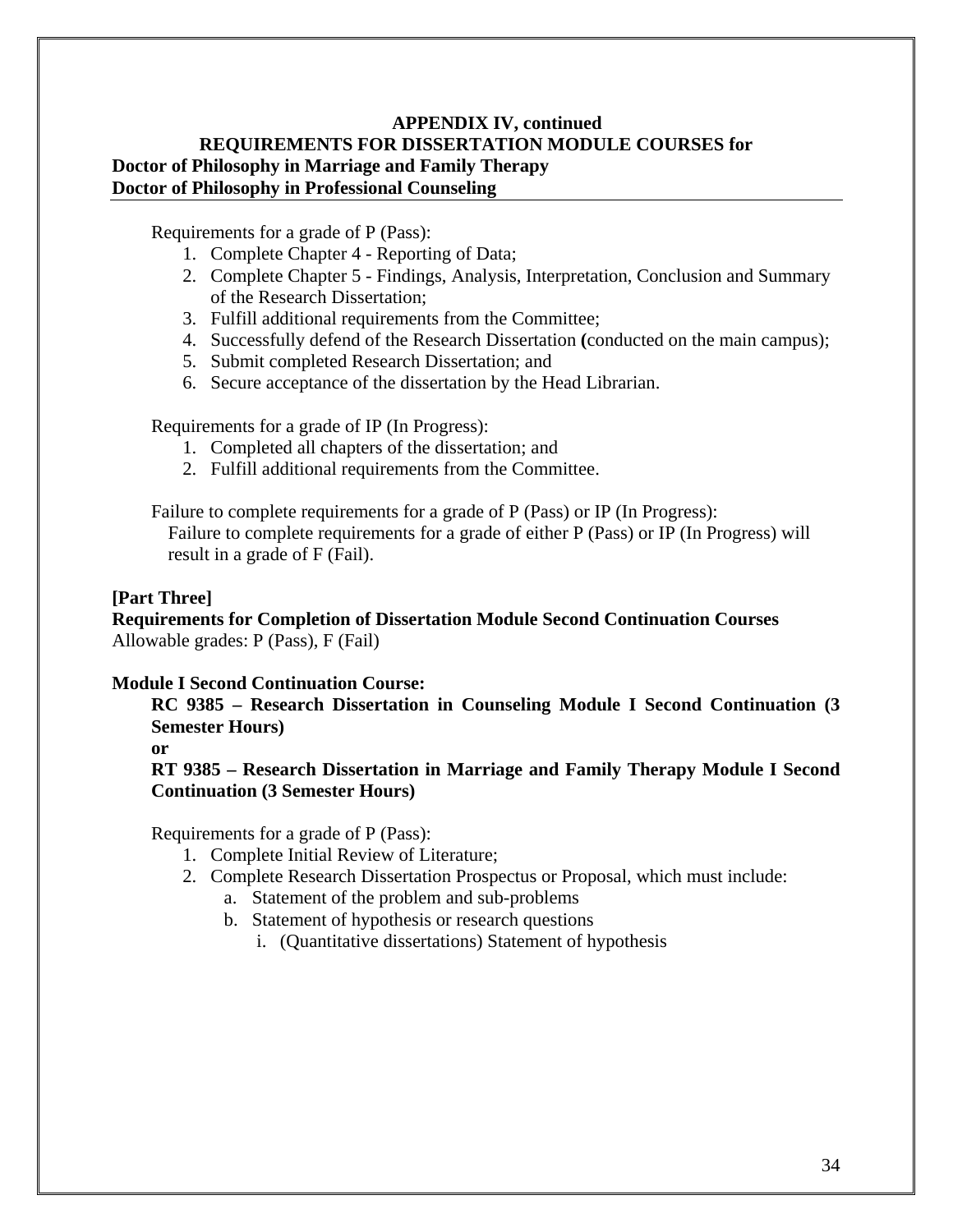**APPENDIX IV, continued**
**REQUIREMENTS FOR DISSERTATION MODULE COURSES for**
**Doctor of Philosophy in Marriage and Family Therapy**
**Doctor of Philosophy in Professional Counseling**

Requirements for a grade of P (Pass):

1. Complete Chapter 4 - Reporting of Data;
2. Complete Chapter 5 - Findings, Analysis, Interpretation, Conclusion and Summary of the Research Dissertation;
3. Fulfill additional requirements from the Committee;
4. Successfully defend of the Research Dissertation **(**conducted on the main campus);
5. Submit completed Research Dissertation; and
6. Secure acceptance of the dissertation by the Head Librarian.

Requirements for a grade of IP (In Progress):

1. Completed all chapters of the dissertation; and
2. Fulfill additional requirements from the Committee.

Failure to complete requirements for a grade of P (Pass) or IP (In Progress):
Failure to complete requirements for a grade of either P (Pass) or IP (In Progress) will result in a grade of F (Fail).

**[Part Three]**
**Requirements for Completion of Dissertation Module Second Continuation Courses**
Allowable grades: P (Pass), F (Fail)

**Module I Second Continuation Course:**

**RC 9385 – Research Dissertation in Counseling Module I Second Continuation (3 Semester Hours)**
**or**
**RT 9385 – Research Dissertation in Marriage and Family Therapy Module I Second Continuation (3 Semester Hours)**

Requirements for a grade of P (Pass):

1. Complete Initial Review of Literature;
2. Complete Research Dissertation Prospectus or Proposal, which must include:
   a. Statement of the problem and sub-problems
   b. Statement of hypothesis or research questions
      i. (Quantitative dissertations) Statement of hypothesis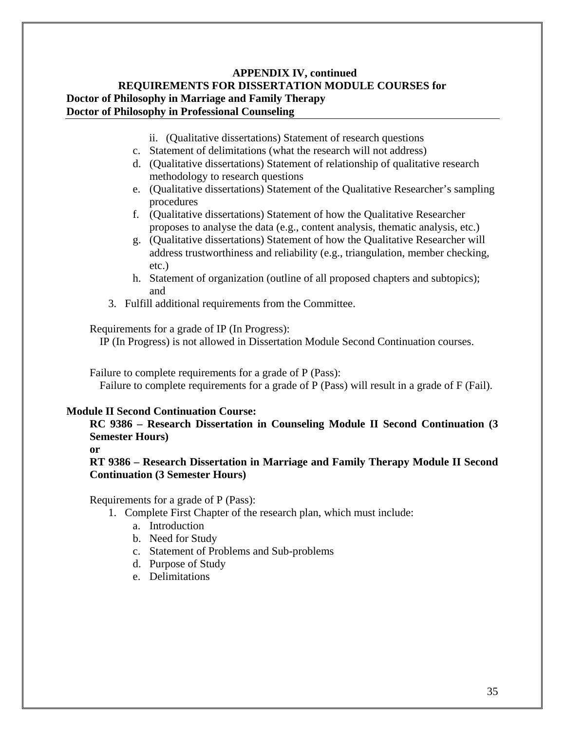**APPENDIX IV, continued**
**REQUIREMENTS FOR DISSERTATION MODULE COURSES for**
**Doctor of Philosophy in Marriage and Family Therapy**
**Doctor of Philosophy in Professional Counseling**

ii. (Qualitative dissertations) Statement of research questions

c. Statement of delimitations (what the research will not address)
d. (Qualitative dissertations) Statement of relationship of qualitative research methodology to research questions
e. (Qualitative dissertations) Statement of the Qualitative Researcher's sampling procedures
f. (Qualitative dissertations) Statement of how the Qualitative Researcher proposes to analyse the data (e.g., content analysis, thematic analysis, etc.)
g. (Qualitative dissertations) Statement of how the Qualitative Researcher will address trustworthiness and reliability (e.g., triangulation, member checking, etc.)
h. Statement of organization (outline of all proposed chapters and subtopics); and

3. Fulfill additional requirements from the Committee.

Requirements for a grade of IP (In Progress):
IP (In Progress) is not allowed in Dissertation Module Second Continuation courses.

Failure to complete requirements for a grade of P (Pass):
Failure to complete requirements for a grade of P (Pass) will result in a grade of F (Fail).

**Module II Second Continuation Course:**

**RC 9386 – Research Dissertation in Counseling Module II Second Continuation (3 Semester Hours)**
**or**
**RT 9386 – Research Dissertation in Marriage and Family Therapy Module II Second Continuation (3 Semester Hours)**

Requirements for a grade of P (Pass):

1. Complete First Chapter of the research plan, which must include:
   a. Introduction
   b. Need for Study
   c. Statement of Problems and Sub-problems
   d. Purpose of Study
   e. Delimitations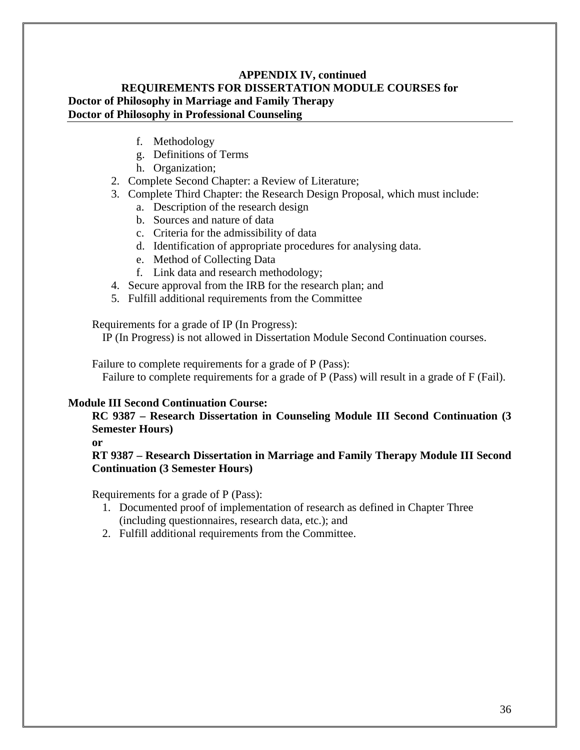**APPENDIX IV, continued**

**REQUIREMENTS FOR DISSERTATION MODULE COURSES for**

**Doctor of Philosophy in Marriage and Family Therapy**

**Doctor of Philosophy in Professional Counseling**

  f. Methodology
  g. Definitions of Terms
  h. Organization;
2. Complete Second Chapter: a Review of Literature;
3. Complete Third Chapter: the Research Design Proposal, which must include:
   a. Description of the research design
   b. Sources and nature of data
   c. Criteria for the admissibility of data
   d. Identification of appropriate procedures for analysing data.
   e. Method of Collecting Data
   f. Link data and research methodology;
4. Secure approval from the IRB for the research plan; and
5. Fulfill additional requirements from the Committee

Requirements for a grade of IP (In Progress):
IP (In Progress) is not allowed in Dissertation Module Second Continuation courses.

Failure to complete requirements for a grade of P (Pass):
Failure to complete requirements for a grade of P (Pass) will result in a grade of F (Fail).

**Module III Second Continuation Course:**

**RC 9387 – Research Dissertation in Counseling Module III Second Continuation (3 Semester Hours)**

**or**

**RT 9387 – Research Dissertation in Marriage and Family Therapy Module III Second Continuation (3 Semester Hours)**

Requirements for a grade of P (Pass):

1. Documented proof of implementation of research as defined in Chapter Three (including questionnaires, research data, etc.); and
2. Fulfill additional requirements from the Committee.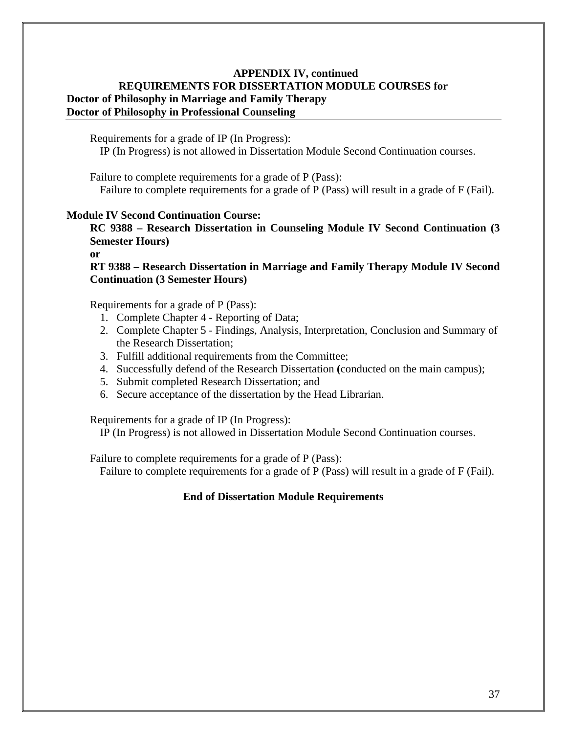**APPENDIX IV, continued**
**REQUIREMENTS FOR DISSERTATION MODULE COURSES for**
**Doctor of Philosophy in Marriage and Family Therapy**
**Doctor of Philosophy in Professional Counseling**

Requirements for a grade of IP (In Progress):
IP (In Progress) is not allowed in Dissertation Module Second Continuation courses.

Failure to complete requirements for a grade of P (Pass):
Failure to complete requirements for a grade of P (Pass) will result in a grade of F (Fail).

**Module IV Second Continuation Course:**

**RC 9388 – Research Dissertation in Counseling Module IV Second Continuation (3 Semester Hours)**

**or**

**RT 9388 – Research Dissertation in Marriage and Family Therapy Module IV Second Continuation (3 Semester Hours)**

Requirements for a grade of P (Pass):

1. Complete Chapter 4 - Reporting of Data;
2. Complete Chapter 5 - Findings, Analysis, Interpretation, Conclusion and Summary of the Research Dissertation;
3. Fulfill additional requirements from the Committee;
4. Successfully defend of the Research Dissertation **(**conducted on the main campus);
5. Submit completed Research Dissertation; and
6. Secure acceptance of the dissertation by the Head Librarian.

Requirements for a grade of IP (In Progress):
IP (In Progress) is not allowed in Dissertation Module Second Continuation courses.

Failure to complete requirements for a grade of P (Pass):
Failure to complete requirements for a grade of P (Pass) will result in a grade of F (Fail).

**End of Dissertation Module Requirements**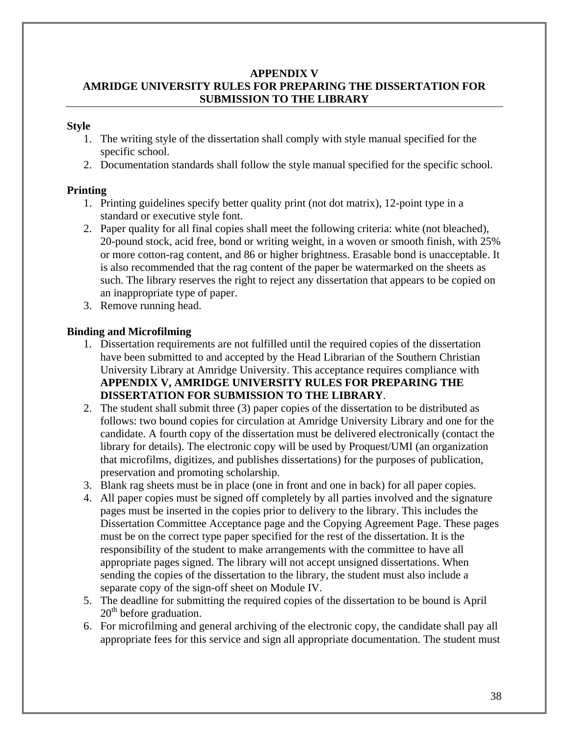# APPENDIX V
# AMRIDGE UNIVERSITY RULES FOR PREPARING THE DISSERTATION FOR SUBMISSION TO THE LIBRARY

**Style**

1. The writing style of the dissertation shall comply with style manual specified for the specific school.
2. Documentation standards shall follow the style manual specified for the specific school.

**Printing**

1. Printing guidelines specify better quality print (not dot matrix), 12-point type in a standard or executive style font.
2. Paper quality for all final copies shall meet the following criteria: white (not bleached), 20-pound stock, acid free, bond or writing weight, in a woven or smooth finish, with 25% or more cotton-rag content, and 86 or higher brightness. Erasable bond is unacceptable. It is also recommended that the rag content of the paper be watermarked on the sheets as such. The library reserves the right to reject any dissertation that appears to be copied on an inappropriate type of paper.
3. Remove running head.

**Binding and Microfilming**

1. Dissertation requirements are not fulfilled until the required copies of the dissertation have been submitted to and accepted by the Head Librarian of the Southern Christian University Library at Amridge University. This acceptance requires compliance with **APPENDIX V, AMRIDGE UNIVERSITY RULES FOR PREPARING THE DISSERTATION FOR SUBMISSION TO THE LIBRARY**.
2. The student shall submit three (3) paper copies of the dissertation to be distributed as follows: two bound copies for circulation at Amridge University Library and one for the candidate. A fourth copy of the dissertation must be delivered electronically (contact the library for details). The electronic copy will be used by Proquest/UMI (an organization that microfilms, digitizes, and publishes dissertations) for the purposes of publication, preservation and promoting scholarship.
3. Blank rag sheets must be in place (one in front and one in back) for all paper copies.
4. All paper copies must be signed off completely by all parties involved and the signature pages must be inserted in the copies prior to delivery to the library. This includes the Dissertation Committee Acceptance page and the Copying Agreement Page. These pages must be on the correct type paper specified for the rest of the dissertation. It is the responsibility of the student to make arrangements with the committee to have all appropriate pages signed. The library will not accept unsigned dissertations. When sending the copies of the dissertation to the library, the student must also include a separate copy of the sign-off sheet on Module IV.
5. The deadline for submitting the required copies of the dissertation to be bound is April 20th before graduation.
6. For microfilming and general archiving of the electronic copy, the candidate shall pay all appropriate fees for this service and sign all appropriate documentation. The student must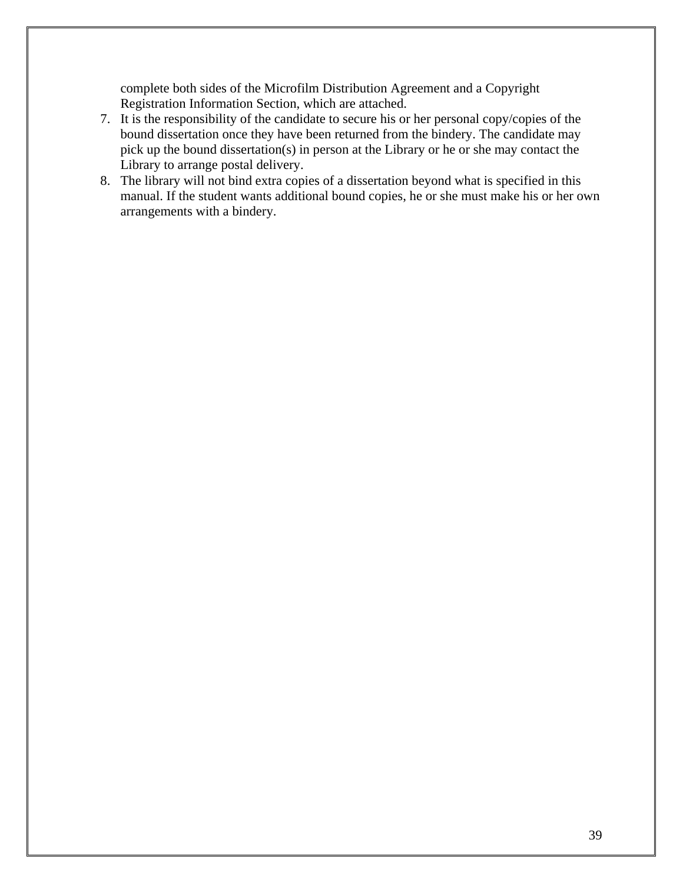complete both sides of the Microfilm Distribution Agreement and a Copyright Registration Information Section, which are attached.

7. It is the responsibility of the candidate to secure his or her personal copy/copies of the bound dissertation once they have been returned from the bindery. The candidate may pick up the bound dissertation(s) in person at the Library or he or she may contact the Library to arrange postal delivery.
8. The library will not bind extra copies of a dissertation beyond what is specified in this manual. If the student wants additional bound copies, he or she must make his or her own arrangements with a bindery.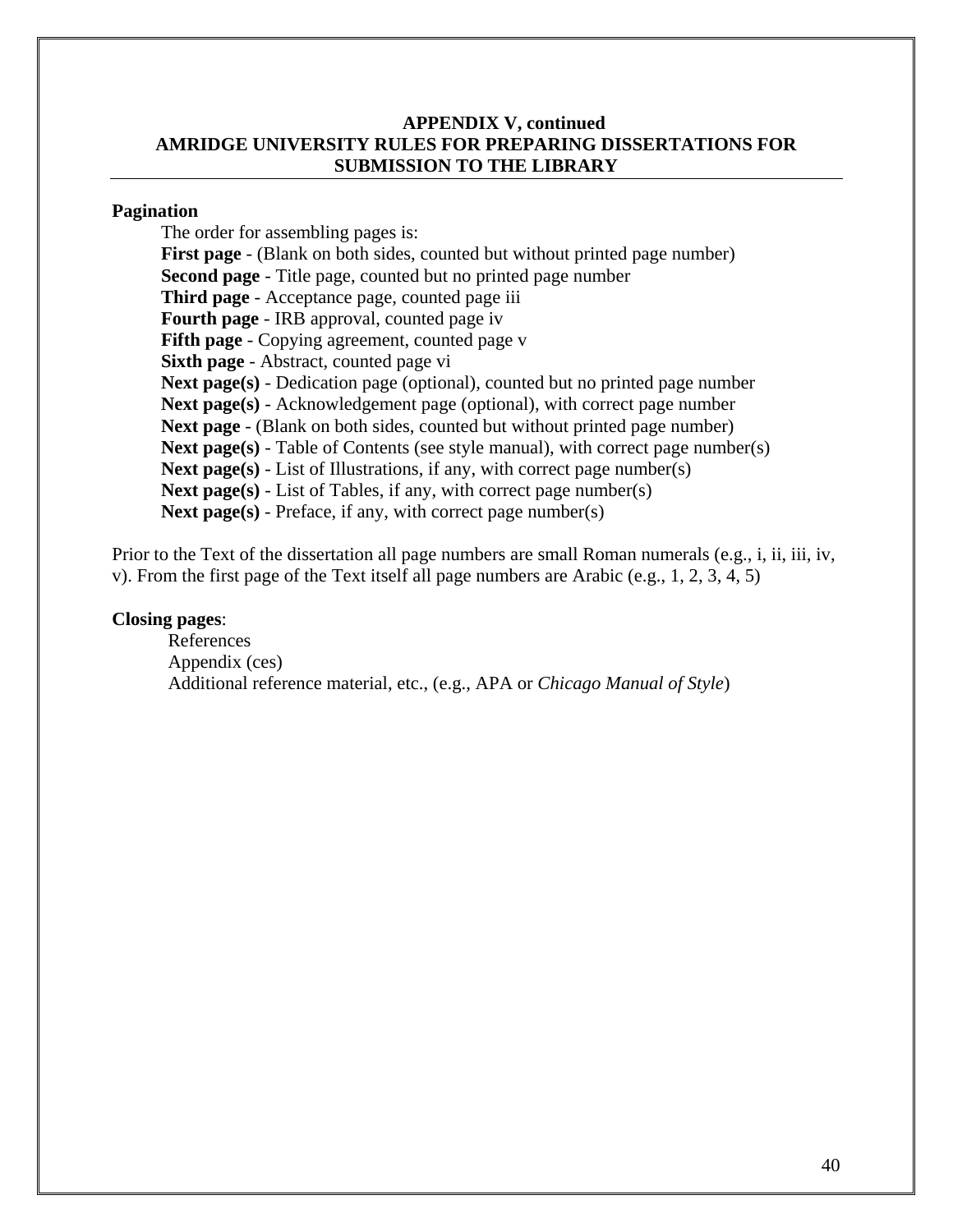**APPENDIX V, continued**
**AMRIDGE UNIVERSITY RULES FOR PREPARING DISSERTATIONS FOR SUBMISSION TO THE LIBRARY**

**Pagination**

The order for assembling pages is:

**First page** - (Blank on both sides, counted but without printed page number)
**Second page** - Title page, counted but no printed page number
**Third page** - Acceptance page, counted page iii
**Fourth page** - IRB approval, counted page iv
**Fifth page** - Copying agreement, counted page v
**Sixth page** - Abstract, counted page vi
**Next page(s)** - Dedication page (optional), counted but no printed page number
**Next page(s)** - Acknowledgement page (optional), with correct page number
**Next page** - (Blank on both sides, counted but without printed page number)
**Next page(s)** - Table of Contents (see style manual), with correct page number(s)
**Next page(s)** - List of Illustrations, if any, with correct page number(s)
**Next page(s)** - List of Tables, if any, with correct page number(s)
**Next page(s)** - Preface, if any, with correct page number(s)

Prior to the Text of the dissertation all page numbers are small Roman numerals (e.g., i, ii, iii, iv, v). From the first page of the Text itself all page numbers are Arabic (e.g., 1, 2, 3, 4, 5)

**Closing pages**:

References
Appendix (ces)
Additional reference material, etc., (e.g., APA or *Chicago Manual of Style*)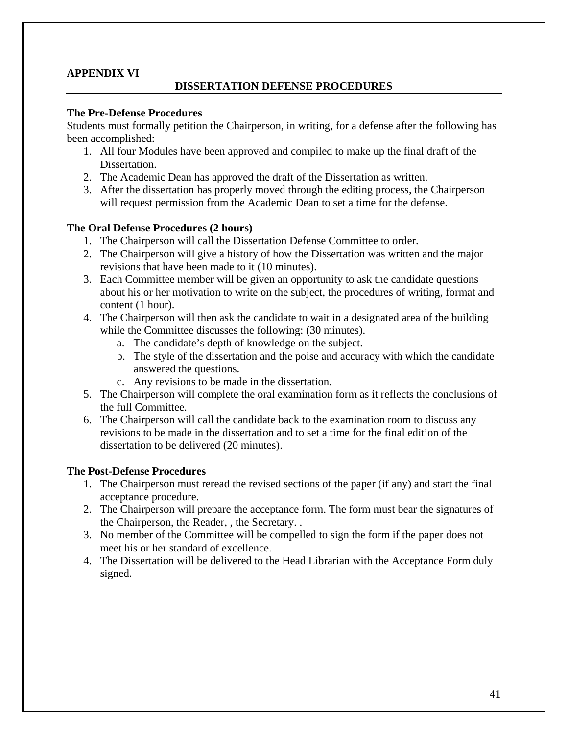**APPENDIX VI**

## DISSERTATION DEFENSE PROCEDURES

**The Pre-Defense Procedures**

Students must formally petition the Chairperson, in writing, for a defense after the following has been accomplished:

1. All four Modules have been approved and compiled to make up the final draft of the Dissertation.
2. The Academic Dean has approved the draft of the Dissertation as written.
3. After the dissertation has properly moved through the editing process, the Chairperson will request permission from the Academic Dean to set a time for the defense.

**The Oral Defense Procedures (2 hours)**

1. The Chairperson will call the Dissertation Defense Committee to order.
2. The Chairperson will give a history of how the Dissertation was written and the major revisions that have been made to it (10 minutes).
3. Each Committee member will be given an opportunity to ask the candidate questions about his or her motivation to write on the subject, the procedures of writing, format and content (1 hour).
4. The Chairperson will then ask the candidate to wait in a designated area of the building while the Committee discusses the following: (30 minutes).
   a. The candidate's depth of knowledge on the subject.
   b. The style of the dissertation and the poise and accuracy with which the candidate answered the questions.
   c. Any revisions to be made in the dissertation.
5. The Chairperson will complete the oral examination form as it reflects the conclusions of the full Committee.
6. The Chairperson will call the candidate back to the examination room to discuss any revisions to be made in the dissertation and to set a time for the final edition of the dissertation to be delivered (20 minutes).

**The Post-Defense Procedures**

1. The Chairperson must reread the revised sections of the paper (if any) and start the final acceptance procedure.
2. The Chairperson will prepare the acceptance form. The form must bear the signatures of the Chairperson, the Reader, , the Secretary. .
3. No member of the Committee will be compelled to sign the form if the paper does not meet his or her standard of excellence.
4. The Dissertation will be delivered to the Head Librarian with the Acceptance Form duly signed.